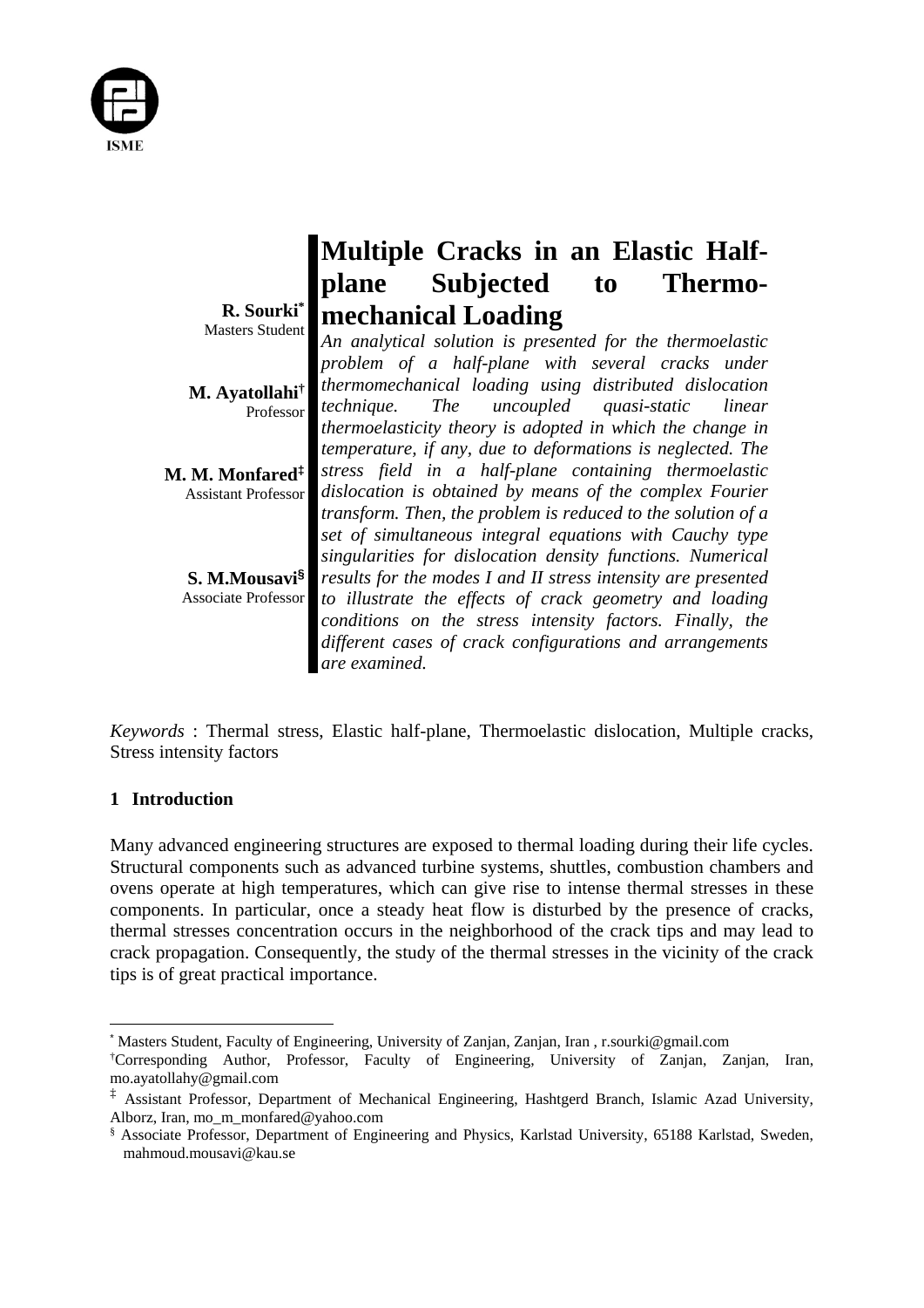ISME

# Multiple Cracks in an Elastic Half-plane Subjected to Thermo-mechanical Loading

**R. Sourki**[*]
Masters Student

**M. Ayatollahi**[†]
Professor

**M. M. Monfared**[‡]
Assistant Professor

**S. M.Mousavi**[§]
Associate Professor

*An analytical solution is presented for the thermoelastic problem of a half-plane with several cracks under thermomechanical loading using distributed dislocation technique. The uncoupled quasi-static linear thermoelasticity theory is adopted in which the change in temperature, if any, due to deformations is neglected. The stress field in a half-plane containing thermoelastic dislocation is obtained by means of the complex Fourier transform. Then, the problem is reduced to the solution of a set of simultaneous integral equations with Cauchy type singularities for dislocation density functions. Numerical results for the modes I and II stress intensity are presented to illustrate the effects of crack geometry and loading conditions on the stress intensity factors. Finally, the different cases of crack configurations and arrangements are examined.*

*Keywords* : Thermal stress, Elastic half-plane, Thermoelastic dislocation, Multiple cracks, Stress intensity factors

## 1 Introduction

Many advanced engineering structures are exposed to thermal loading during their life cycles. Structural components such as advanced turbine systems, shuttles, combustion chambers and ovens operate at high temperatures, which can give rise to intense thermal stresses in these components. In particular, once a steady heat flow is disturbed by the presence of cracks, thermal stresses concentration occurs in the neighborhood of the crack tips and may lead to crack propagation. Consequently, the study of the thermal stresses in the vicinity of the crack tips is of great practical importance.

---

[*] Masters Student, Faculty of Engineering, University of Zanjan, Zanjan, Iran , r.sourki@gmail.com

[†] Corresponding Author, Professor, Faculty of Engineering, University of Zanjan, Zanjan, Iran, mo.ayatollahy@gmail.com

[‡] Assistant Professor, Department of Mechanical Engineering, Hashtgerd Branch, Islamic Azad University, Alborz, Iran, mo_m_monfared@yahoo.com

[§] Associate Professor, Department of Engineering and Physics, Karlstad University, 65188 Karlstad, Sweden, mahmoud.mousavi@kau.se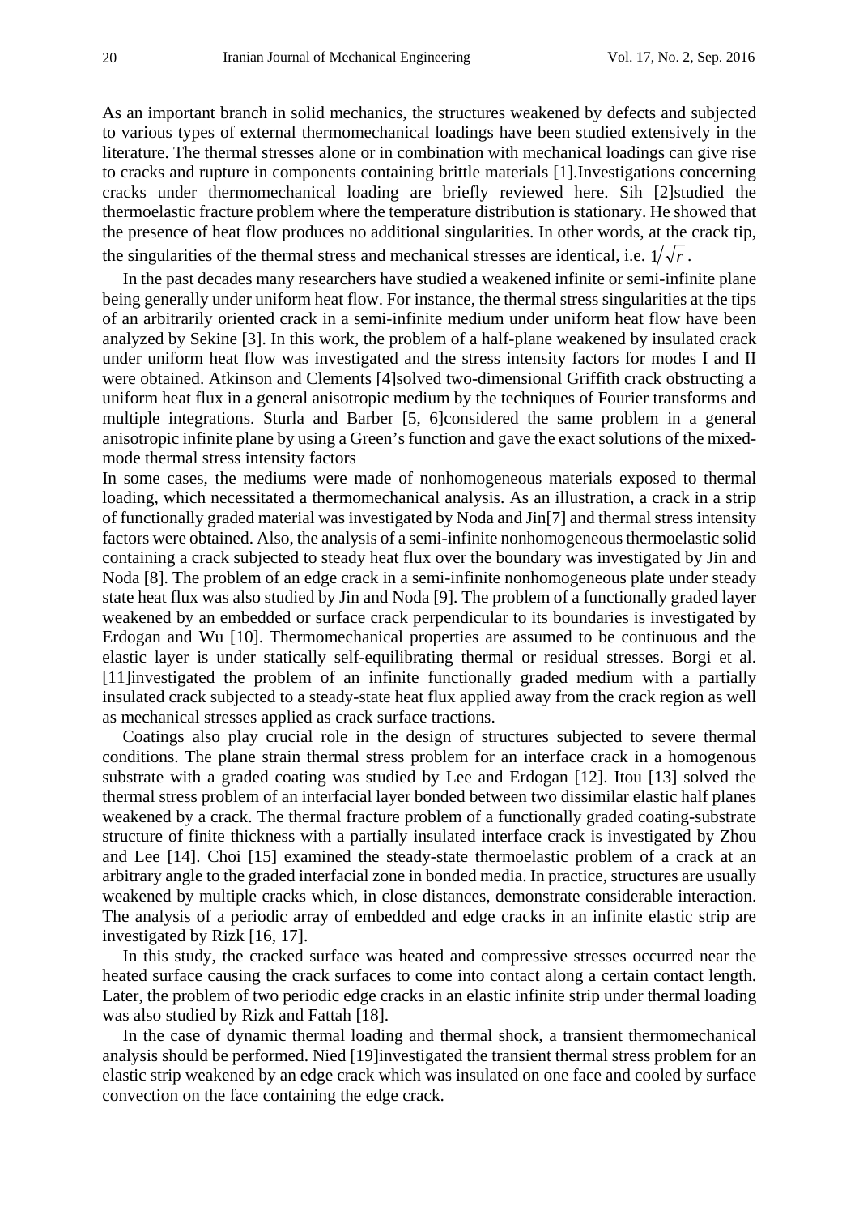As an important branch in solid mechanics, the structures weakened by defects and subjected to various types of external thermomechanical loadings have been studied extensively in the literature. The thermal stresses alone or in combination with mechanical loadings can give rise to cracks and rupture in components containing brittle materials [1].Investigations concerning cracks under thermomechanical loading are briefly reviewed here. Sih [2]studied the thermoelastic fracture problem where the temperature distribution is stationary. He showed that the presence of heat flow produces no additional singularities. In other words, at the crack tip, the singularities of the thermal stress and mechanical stresses are identical, i.e. $1/\sqrt{r}$.

In the past decades many researchers have studied a weakened infinite or semi-infinite plane being generally under uniform heat flow. For instance, the thermal stress singularities at the tips of an arbitrarily oriented crack in a semi-infinite medium under uniform heat flow have been analyzed by Sekine [3]. In this work, the problem of a half-plane weakened by insulated crack under uniform heat flow was investigated and the stress intensity factors for modes I and II were obtained. Atkinson and Clements [4]solved two-dimensional Griffith crack obstructing a uniform heat flux in a general anisotropic medium by the techniques of Fourier transforms and multiple integrations. Sturla and Barber [5, 6]considered the same problem in a general anisotropic infinite plane by using a Green's function and gave the exact solutions of the mixed-mode thermal stress intensity factors

In some cases, the mediums were made of nonhomogeneous materials exposed to thermal loading, which necessitated a thermomechanical analysis. As an illustration, a crack in a strip of functionally graded material was investigated by Noda and Jin[7] and thermal stress intensity factors were obtained. Also, the analysis of a semi-infinite nonhomogeneous thermoelastic solid containing a crack subjected to steady heat flux over the boundary was investigated by Jin and Noda [8]. The problem of an edge crack in a semi-infinite nonhomogeneous plate under steady state heat flux was also studied by Jin and Noda [9]. The problem of a functionally graded layer weakened by an embedded or surface crack perpendicular to its boundaries is investigated by Erdogan and Wu [10]. Thermomechanical properties are assumed to be continuous and the elastic layer is under statically self-equilibrating thermal or residual stresses. Borgi et al. [11]investigated the problem of an infinite functionally graded medium with a partially insulated crack subjected to a steady-state heat flux applied away from the crack region as well as mechanical stresses applied as crack surface tractions.

Coatings also play crucial role in the design of structures subjected to severe thermal conditions. The plane strain thermal stress problem for an interface crack in a homogenous substrate with a graded coating was studied by Lee and Erdogan [12]. Itou [13] solved the thermal stress problem of an interfacial layer bonded between two dissimilar elastic half planes weakened by a crack. The thermal fracture problem of a functionally graded coating-substrate structure of finite thickness with a partially insulated interface crack is investigated by Zhou and Lee [14]. Choi [15] examined the steady-state thermoelastic problem of a crack at an arbitrary angle to the graded interfacial zone in bonded media. In practice, structures are usually weakened by multiple cracks which, in close distances, demonstrate considerable interaction. The analysis of a periodic array of embedded and edge cracks in an infinite elastic strip are investigated by Rizk [16, 17].

In this study, the cracked surface was heated and compressive stresses occurred near the heated surface causing the crack surfaces to come into contact along a certain contact length. Later, the problem of two periodic edge cracks in an elastic infinite strip under thermal loading was also studied by Rizk and Fattah [18].

In the case of dynamic thermal loading and thermal shock, a transient thermomechanical analysis should be performed. Nied [19]investigated the transient thermal stress problem for an elastic strip weakened by an edge crack which was insulated on one face and cooled by surface convection on the face containing the edge crack.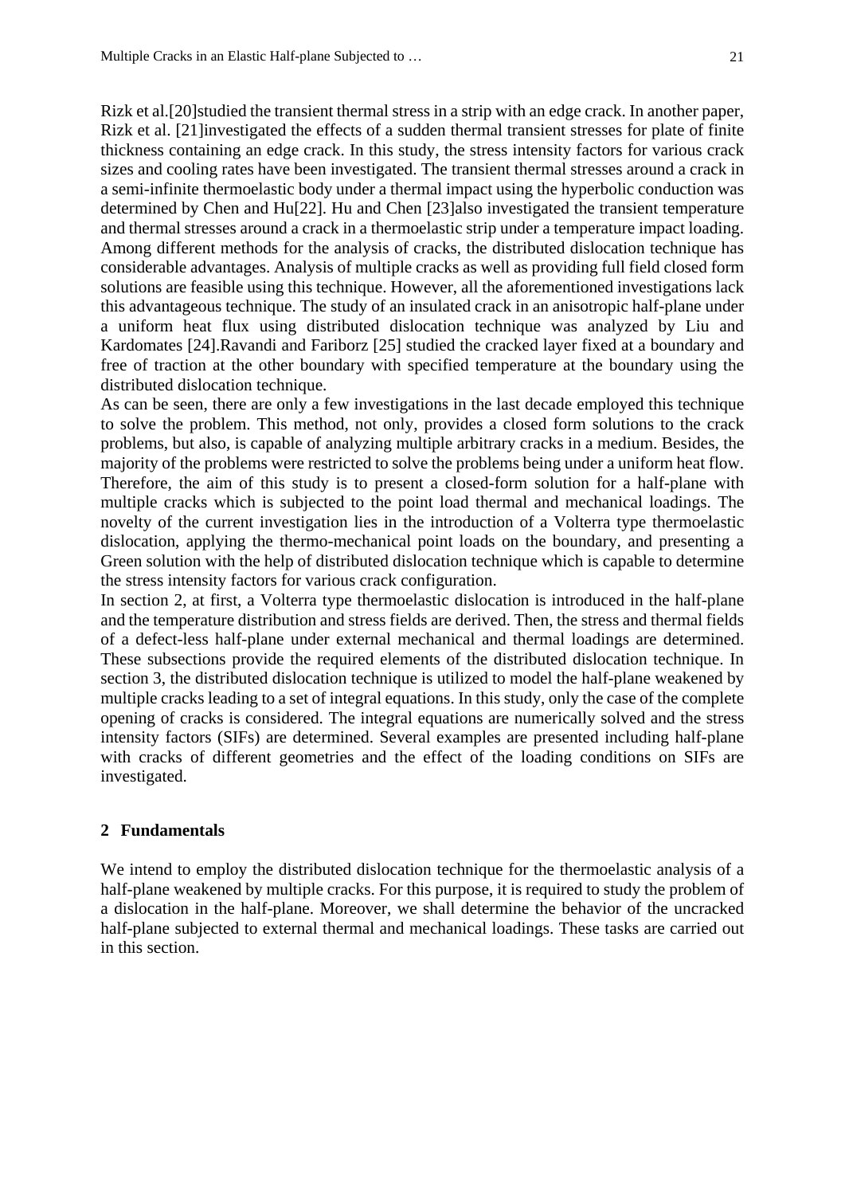Rizk et al.[20]studied the transient thermal stress in a strip with an edge crack. In another paper, Rizk et al. [21]investigated the effects of a sudden thermal transient stresses for plate of finite thickness containing an edge crack. In this study, the stress intensity factors for various crack sizes and cooling rates have been investigated. The transient thermal stresses around a crack in a semi-infinite thermoelastic body under a thermal impact using the hyperbolic conduction was determined by Chen and Hu[22]. Hu and Chen [23]also investigated the transient temperature and thermal stresses around a crack in a thermoelastic strip under a temperature impact loading. Among different methods for the analysis of cracks, the distributed dislocation technique has considerable advantages. Analysis of multiple cracks as well as providing full field closed form solutions are feasible using this technique. However, all the aforementioned investigations lack this advantageous technique. The study of an insulated crack in an anisotropic half-plane under a uniform heat flux using distributed dislocation technique was analyzed by Liu and Kardomates [24].Ravandi and Fariborz [25] studied the cracked layer fixed at a boundary and free of traction at the other boundary with specified temperature at the boundary using the distributed dislocation technique.

As can be seen, there are only a few investigations in the last decade employed this technique to solve the problem. This method, not only, provides a closed form solutions to the crack problems, but also, is capable of analyzing multiple arbitrary cracks in a medium. Besides, the majority of the problems were restricted to solve the problems being under a uniform heat flow. Therefore, the aim of this study is to present a closed-form solution for a half-plane with multiple cracks which is subjected to the point load thermal and mechanical loadings. The novelty of the current investigation lies in the introduction of a Volterra type thermoelastic dislocation, applying the thermo-mechanical point loads on the boundary, and presenting a Green solution with the help of distributed dislocation technique which is capable to determine the stress intensity factors for various crack configuration.

In section 2, at first, a Volterra type thermoelastic dislocation is introduced in the half-plane and the temperature distribution and stress fields are derived. Then, the stress and thermal fields of a defect-less half-plane under external mechanical and thermal loadings are determined. These subsections provide the required elements of the distributed dislocation technique. In section 3, the distributed dislocation technique is utilized to model the half-plane weakened by multiple cracks leading to a set of integral equations. In this study, only the case of the complete opening of cracks is considered. The integral equations are numerically solved and the stress intensity factors (SIFs) are determined. Several examples are presented including half-plane with cracks of different geometries and the effect of the loading conditions on SIFs are investigated.

## 2 Fundamentals

We intend to employ the distributed dislocation technique for the thermoelastic analysis of a half-plane weakened by multiple cracks. For this purpose, it is required to study the problem of a dislocation in the half-plane. Moreover, we shall determine the behavior of the uncracked half-plane subjected to external thermal and mechanical loadings. These tasks are carried out in this section.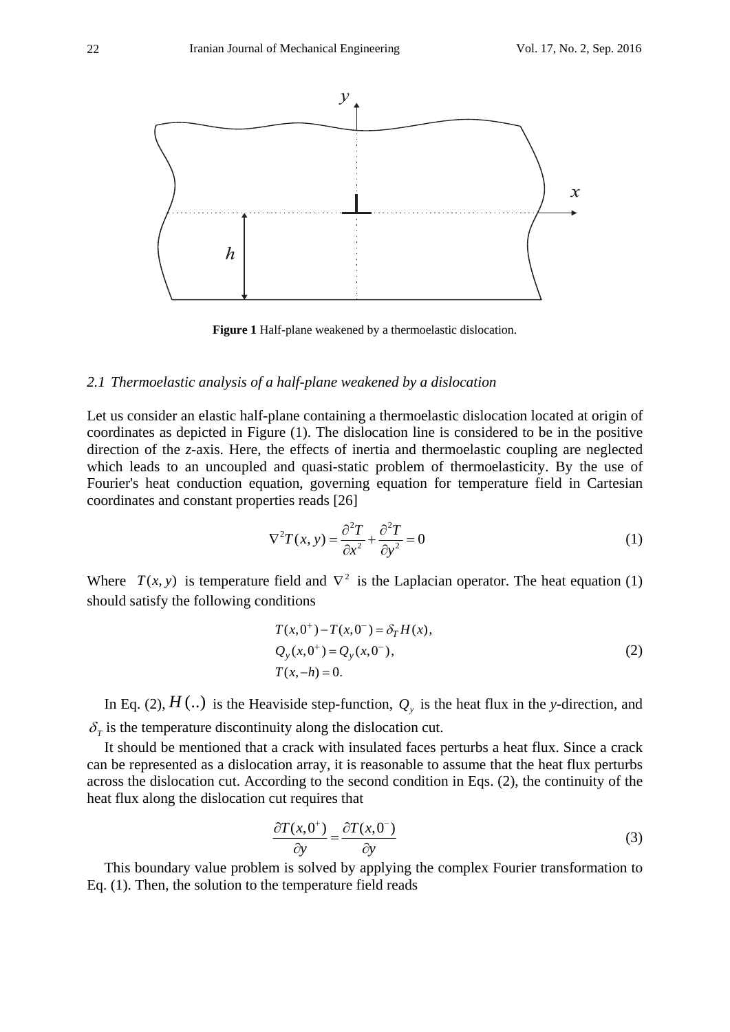**Figure 1** Half-plane weakened by a thermoelastic dislocation.

### *2.1 Thermoelastic analysis of a half-plane weakened by a dislocation*

Let us consider an elastic half-plane containing a thermoelastic dislocation located at origin of coordinates as depicted in Figure (1). The dislocation line is considered to be in the positive direction of the *z*-axis. Here, the effects of inertia and thermoelastic coupling are neglected which leads to an uncoupled and quasi-static problem of thermoelasticity. By the use of Fourier's heat conduction equation, governing equation for temperature field in Cartesian coordinates and constant properties reads [26]

$$\nabla^2 T(x,y) = \frac{\partial^2 T}{\partial x^2} + \frac{\partial^2 T}{\partial y^2} = 0 \tag{1}$$

Where $T(x,y)$ is temperature field and $\nabla^2$ is the Laplacian operator. The heat equation (1) should satisfy the following conditions

$$\begin{aligned} &T(x,0^+) - T(x,0^-) = \delta_T H(x), \\ &Q_y(x,0^+) = Q_y(x,0^-), \\ &T(x,-h) = 0. \end{aligned} \tag{2}$$

In Eq. (2), $H(..)$ is the Heaviside step-function, $Q_y$ is the heat flux in the *y*-direction, and $\delta_T$ is the temperature discontinuity along the dislocation cut.

It should be mentioned that a crack with insulated faces perturbs a heat flux. Since a crack can be represented as a dislocation array, it is reasonable to assume that the heat flux perturbs across the dislocation cut. According to the second condition in Eqs. (2), the continuity of the heat flux along the dislocation cut requires that

$$\frac{\partial T(x,0^+)}{\partial y} = \frac{\partial T(x,0^-)}{\partial y} \tag{3}$$

This boundary value problem is solved by applying the complex Fourier transformation to Eq. (1). Then, the solution to the temperature field reads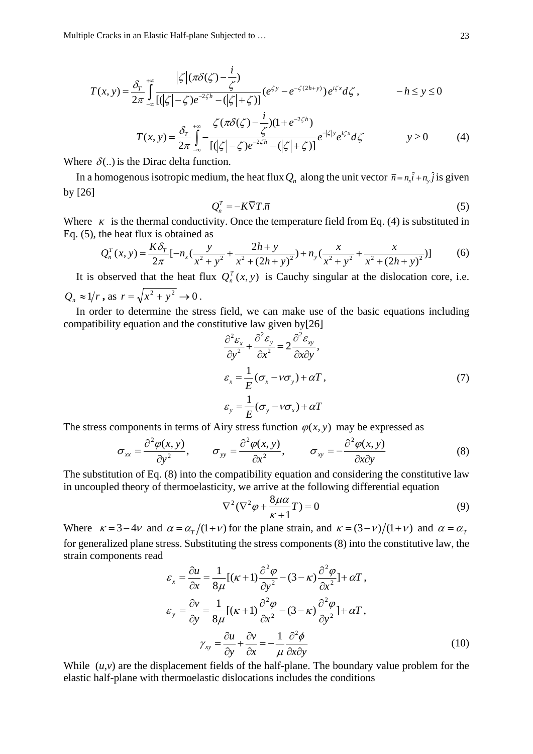$$T(x,y) = \frac{\delta_T}{2\pi} \int_{-\infty}^{+\infty} \frac{|\zeta|(\pi\delta(\zeta) - \frac{i}{\zeta})}{[(|\zeta| - \zeta)e^{-2\zeta h} - (|\zeta| + \zeta)]} (e^{\zeta y} - e^{-\zeta(2h+y)}) e^{i\zeta x} d\zeta, \qquad -h \le y \le 0$$

$$T(x,y) = \frac{\delta_T}{2\pi} \int_{-\infty}^{+\infty} -\frac{\zeta(\pi\delta(\zeta) - \frac{i}{\zeta})(1 + e^{-2\zeta h})}{[(|\zeta| - \zeta)e^{-2\zeta h} - (|\zeta| + \zeta)]} e^{-|\zeta| y} e^{i\zeta x} d\zeta \qquad y \ge 0 \tag{4}$$

Where $\delta(..)$ is the Dirac delta function.

In a homogenous isotropic medium, the heat flux $Q_n$ along the unit vector $\bar{n} = n_x\hat{i} + n_y\hat{j}$ is given by [26]

$$Q_n^T = -K\overline{\nabla}T.\bar{n} \tag{5}$$

Where $K$ is the thermal conductivity. Once the temperature field from Eq. (4) is substituted in Eq. (5), the heat flux is obtained as

$$Q_n^T(x,y) = \frac{K\delta_T}{2\pi}[-n_x(\frac{y}{x^2+y^2} + \frac{2h+y}{x^2+(2h+y)^2}) + n_y(\frac{x}{x^2+y^2} + \frac{x}{x^2+(2h+y)^2})] \tag{6}$$

It is observed that the heat flux $Q_n^T(x,y)$ is Cauchy singular at the dislocation core, i.e. $Q_n \approx 1/r$ **,** as $r = \sqrt{x^2+y^2} \to 0$ .

In order to determine the stress field, we can make use of the basic equations including compatibility equation and the constitutive law given by[26]

$$\frac{\partial^2 \varepsilon_x}{\partial y^2} + \frac{\partial^2 \varepsilon_y}{\partial x^2} = 2\frac{\partial^2 \varepsilon_{xy}}{\partial x \partial y},$$
$$\varepsilon_x = \frac{1}{E}(\sigma_x - \nu\sigma_y) + \alpha T, \tag{7}$$
$$\varepsilon_y = \frac{1}{E}(\sigma_y - \nu\sigma_x) + \alpha T$$

The stress components in terms of Airy stress function $\varphi(x,y)$ may be expressed as

$$\sigma_{xx} = \frac{\partial^2 \varphi(x,y)}{\partial y^2}, \qquad \sigma_{yy} = \frac{\partial^2 \varphi(x,y)}{\partial x^2}, \qquad \sigma_{xy} = -\frac{\partial^2 \varphi(x,y)}{\partial x \partial y} \tag{8}$$

The substitution of Eq. (8) into the compatibility equation and considering the constitutive law in uncoupled theory of thermoelasticity, we arrive at the following differential equation

$$\nabla^2(\nabla^2\varphi + \frac{8\mu\alpha}{\kappa+1}T) = 0 \tag{9}$$

Where $\kappa = 3 - 4\nu$ and $\alpha = \alpha_T/(1+\nu)$ for the plane strain, and $\kappa = (3-\nu)/(1+\nu)$ and $\alpha = \alpha_T$ for generalized plane stress. Substituting the stress components (8) into the constitutive law, the strain components read

$$\varepsilon_x = \frac{\partial u}{\partial x} = \frac{1}{8\mu}[(\kappa+1)\frac{\partial^2\varphi}{\partial y^2} - (3-\kappa)\frac{\partial^2\varphi}{\partial x^2}] + \alpha T,$$
$$\varepsilon_y = \frac{\partial v}{\partial y} = \frac{1}{8\mu}[(\kappa+1)\frac{\partial^2\varphi}{\partial x^2} - (3-\kappa)\frac{\partial^2\varphi}{\partial y^2}] + \alpha T,$$
$$\gamma_{xy} = \frac{\partial u}{\partial y} + \frac{\partial v}{\partial x} = -\frac{1}{\mu}\frac{\partial^2\phi}{\partial x \partial y} \tag{10}$$

While $(u,v)$ are the displacement fields of the half-plane. The boundary value problem for the elastic half-plane with thermoelastic dislocations includes the conditions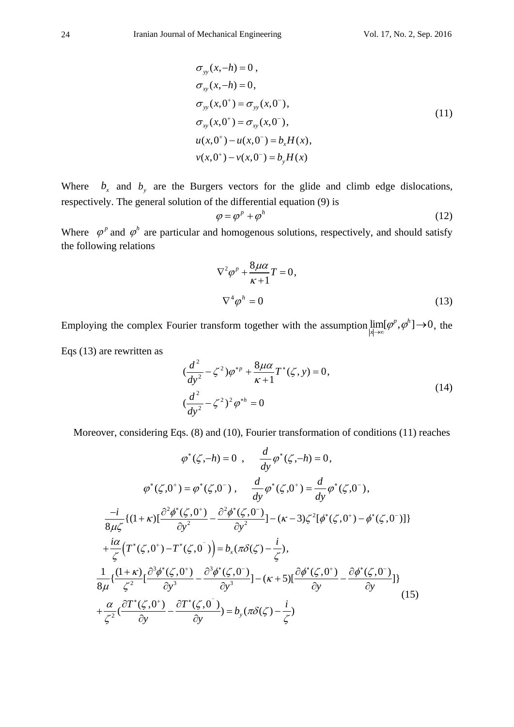$$
\begin{aligned}
&\sigma_{yy}(x,-h)=0\,,\\
&\sigma_{xy}(x,-h)=0,\\
&\sigma_{yy}(x,0^{+})=\sigma_{yy}(x,0^{-}),\\
&\sigma_{xy}(x,0^{+})=\sigma_{xy}(x,0^{-}),\\
&u(x,0^{+})-u(x,0^{-})=b_{x}H(x),\\
&v(x,0^{+})-v(x,0^{-})=b_{y}H(x)
\end{aligned}
\tag{11}
$$

Where $b_x$ and $b_y$ are the Burgers vectors for the glide and climb edge dislocations, respectively. The general solution of the differential equation (9) is

$$
\varphi=\varphi^{p}+\varphi^{h}
\tag{12}
$$

Where $\varphi^p$ and $\varphi^h$ are particular and homogenous solutions, respectively, and should satisfy the following relations

$$
\begin{aligned}
&\nabla^{2}\varphi^{p}+\frac{8\mu\alpha}{\kappa+1}T=0\,,\\
&\nabla^{4}\varphi^{h}=0
\end{aligned}
\tag{13}
$$

Employing the complex Fourier transform together with the assumption $\lim\limits_{|x|\to\infty}[\varphi^{p},\varphi^{h}]\to 0$, the Eqs (13) are rewritten as

$$
\begin{aligned}
&(\frac{d^{2}}{dy^{2}}-\zeta^{2})\varphi^{*p}+\frac{8\mu\alpha}{\kappa+1}T^{*}(\zeta,y)=0,\\
&(\frac{d^{2}}{dy^{2}}-\zeta^{2})^{2}\varphi^{*h}=0
\end{aligned}
\tag{14}
$$

Moreover, considering Eqs. (8) and (10), Fourier transformation of conditions (11) reaches

$$
\begin{aligned}
&\varphi^{*}(\zeta,-h)=0\;\;,\qquad \frac{d}{dy}\varphi^{*}(\zeta,-h)=0,\\
&\varphi^{*}(\zeta,0^{+})=\varphi^{*}(\zeta,0^{-})\;,\qquad \frac{d}{dy}\varphi^{*}(\zeta,0^{+})=\frac{d}{dy}\varphi^{*}(\zeta,0^{-}),\\
&\frac{-i}{8\mu\zeta}\{(1+\kappa)[\frac{\partial^{2}\phi^{*}(\zeta,0^{+})}{\partial y^{2}}-\frac{\partial^{2}\phi^{*}(\zeta,0^{-})}{\partial y^{2}}]-(\kappa-3)\zeta^{2}[\phi^{*}(\zeta,0^{+})-\phi^{*}(\zeta,0^{-})]\}\\
&+\frac{i\alpha}{\zeta}\left(T^{*}(\zeta,0^{+})-T^{*}(\zeta,0^{-})\right)=b_{x}(\pi\delta(\zeta)-\frac{i}{\zeta}),\\
&\frac{1}{8\mu}\{\frac{(1+\kappa)}{\zeta^{2}}[\frac{\partial^{3}\phi^{*}(\zeta,0^{+})}{\partial y^{3}}-\frac{\partial^{3}\phi^{*}(\zeta,0^{-})}{\partial y^{3}}]-(\kappa+5)[\frac{\partial\phi^{*}(\zeta,0^{+})}{\partial y}-\frac{\partial\phi^{*}(\zeta,0^{-})}{\partial y}]\}\\
&+\frac{\alpha}{\zeta^{2}}(\frac{\partial T^{*}(\zeta,0^{+})}{\partial y}-\frac{\partial T^{*}(\zeta,0^{-})}{\partial y})=b_{y}(\pi\delta(\zeta)-\frac{i}{\zeta})
\end{aligned}
\tag{15}
$$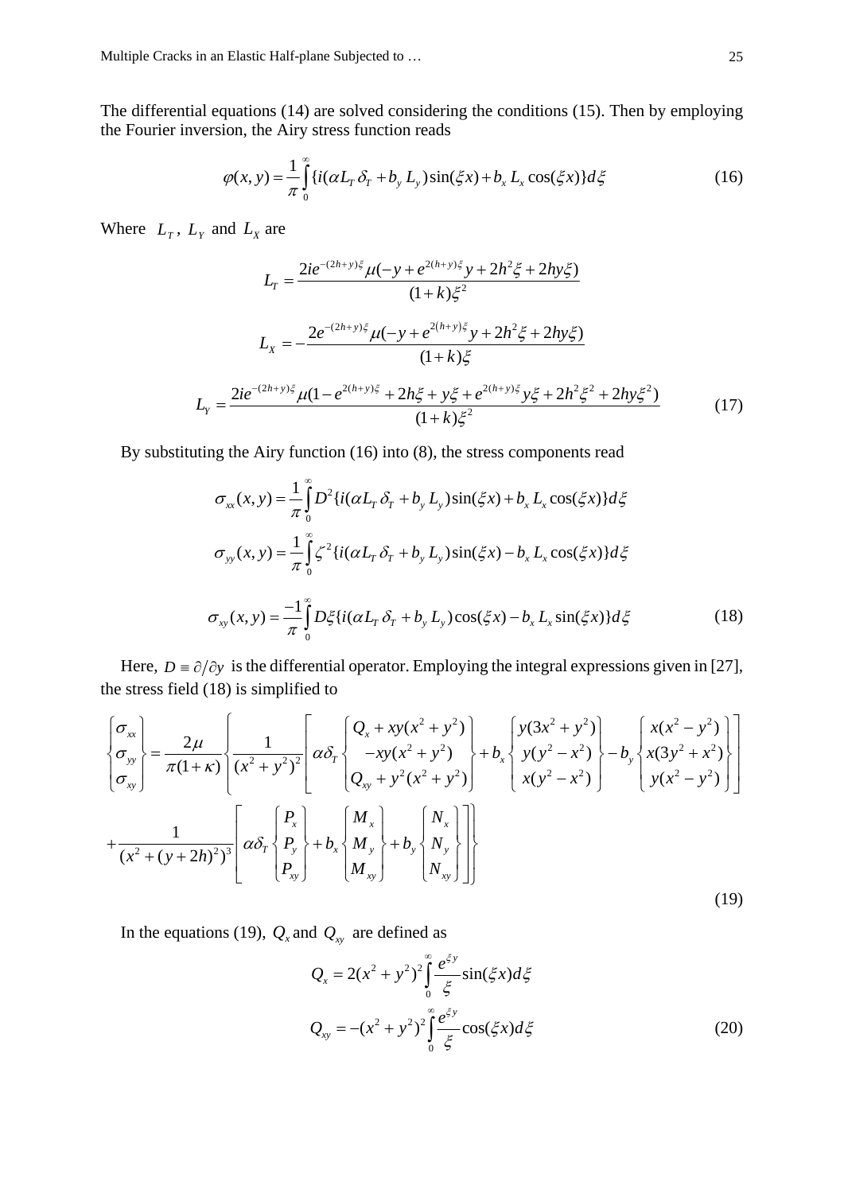The differential equations (14) are solved considering the conditions (15). Then by employing the Fourier inversion, the Airy stress function reads

$$\varphi(x,y)=\frac{1}{\pi}\int_0^{\infty}\{i(\alpha L_T\,\delta_T+b_y\,L_y)\sin(\xi x)+b_x\,L_x\cos(\xi x)\}d\xi \tag{16}$$

Where $L_T$, $L_Y$ and $L_X$ are

$$L_T=\frac{2ie^{-(2h+y)\xi}\mu(-y+e^{2(h+y)\xi}y+2h^2\xi+2hy\xi)}{(1+k)\xi^2}$$

$$L_X=-\frac{2e^{-(2h+y)\xi}\mu(-y+e^{2(h+y)\xi}y+2h^2\xi+2hy\xi)}{(1+k)\xi}$$

$$L_Y=\frac{2ie^{-(2h+y)\xi}\mu(1-e^{2(h+y)\xi}+2h\xi+y\xi+e^{2(h+y)\xi}y\xi+2h^2\xi^2+2hy\xi^2)}{(1+k)\xi^2} \tag{17}$$

By substituting the Airy function (16) into (8), the stress components read

$$\sigma_{xx}(x,y)=\frac{1}{\pi}\int_0^{\infty}D^2\{i(\alpha L_T\,\delta_T+b_y\,L_y)\sin(\xi x)+b_x\,L_x\cos(\xi x)\}d\xi$$

$$\sigma_{yy}(x,y)=\frac{1}{\pi}\int_0^{\infty}\zeta^2\{i(\alpha L_T\,\delta_T+b_y\,L_y)\sin(\xi x)-b_x\,L_x\cos(\xi x)\}d\xi$$

$$\sigma_{xy}(x,y)=\frac{-1}{\pi}\int_0^{\infty}D\xi\{i(\alpha L_T\,\delta_T+b_y\,L_y)\cos(\xi x)-b_x\,L_x\sin(\xi x)\}d\xi \tag{18}$$

Here, $D\equiv\partial/\partial y$ is the differential operator. Employing the integral expressions given in [27], the stress field (18) is simplified to

$$\begin{Bmatrix}\sigma_{xx}\\ \sigma_{yy}\\ \sigma_{xy}\end{Bmatrix}=\frac{2\mu}{\pi(1+\kappa)}\left\{\frac{1}{(x^2+y^2)^2}\left[\alpha\delta_T\begin{Bmatrix}Q_x+xy(x^2+y^2)\\ -xy(x^2+y^2)\\ Q_{xy}+y^2(x^2+y^2)\end{Bmatrix}+b_x\begin{Bmatrix}y(3x^2+y^2)\\ y(y^2-x^2)\\ x(y^2-x^2)\end{Bmatrix}-b_y\begin{Bmatrix}x(x^2-y^2)\\ x(3y^2+x^2)\\ y(x^2-y^2)\end{Bmatrix}\right]\right.$$
$$\left.+\frac{1}{(x^2+(y+2h)^2)^3}\left[\alpha\delta_T\begin{Bmatrix}P_x\\ P_y\\ P_{xy}\end{Bmatrix}+b_x\begin{Bmatrix}M_x\\ M_y\\ M_{xy}\end{Bmatrix}+b_y\begin{Bmatrix}N_x\\ N_y\\ N_{xy}\end{Bmatrix}\right]\right\} \tag{19}$$

In the equations (19), $Q_x$ and $Q_{xy}$ are defined as

$$Q_x=2(x^2+y^2)^2\int_0^{\infty}\frac{e^{\xi y}}{\xi}\sin(\xi x)d\xi$$

$$Q_{xy}=-(x^2+y^2)^2\int_0^{\infty}\frac{e^{\xi y}}{\xi}\cos(\xi x)d\xi \tag{20}$$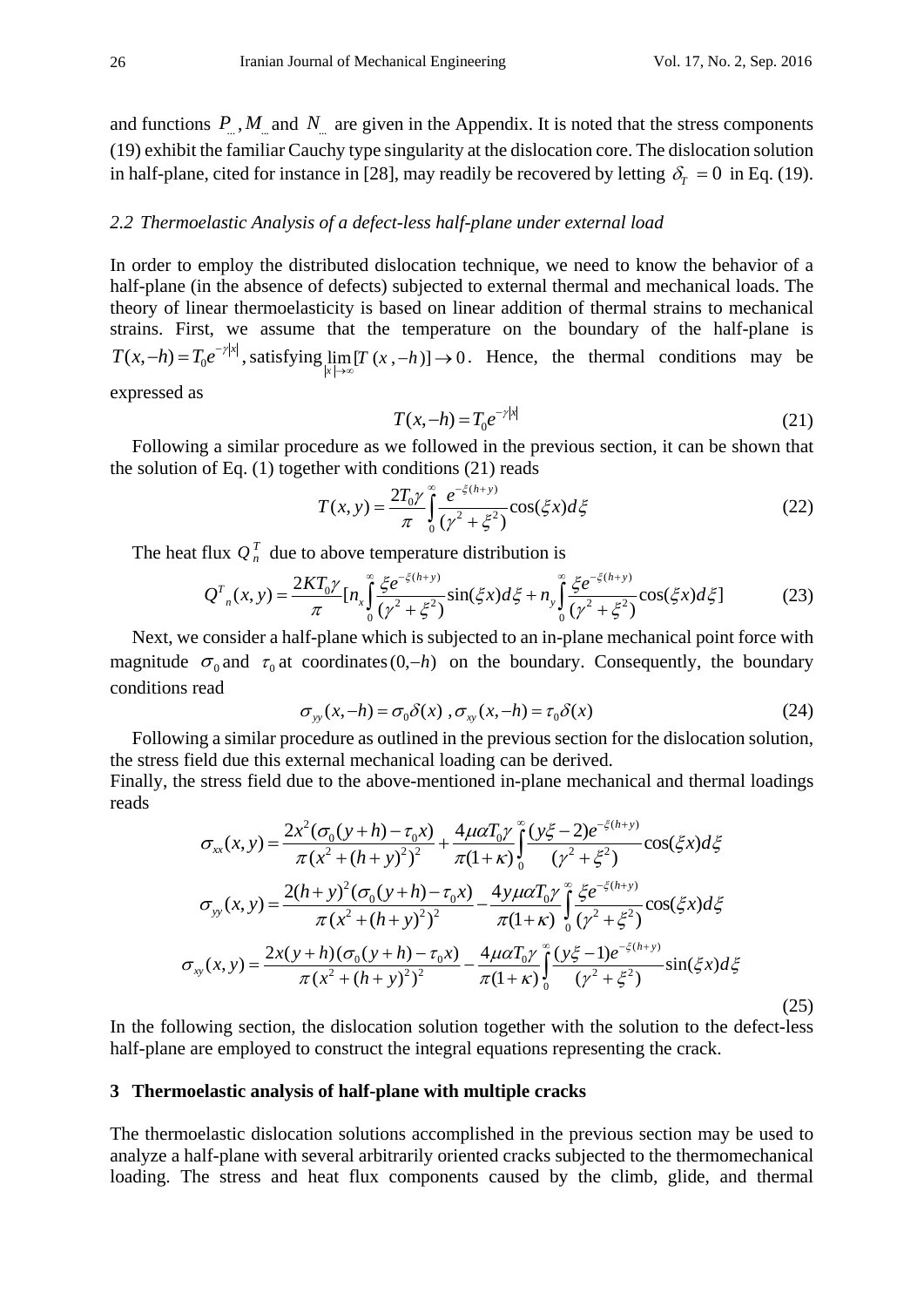and functions $P_{...}$, $M_{...}$ and $N_{...}$ are given in the Appendix. It is noted that the stress components (19) exhibit the familiar Cauchy type singularity at the dislocation core. The dislocation solution in half-plane, cited for instance in [28], may readily be recovered by letting $\delta_T = 0$ in Eq. (19).

### *2.2 Thermoelastic Analysis of a defect-less half-plane under external load*

In order to employ the distributed dislocation technique, we need to know the behavior of a half-plane (in the absence of defects) subjected to external thermal and mechanical loads. The theory of linear thermoelasticity is based on linear addition of thermal strains to mechanical strains. First, we assume that the temperature on the boundary of the half-plane is $T(x,-h) = T_0 e^{-\gamma|x|}$, satisfying $\lim_{|x|\to\infty}[T(x,-h)] \to 0$. Hence, the thermal conditions may be expressed as

$$T(x,-h) = T_0 e^{-\gamma|x|} \tag{21}$$

Following a similar procedure as we followed in the previous section, it can be shown that the solution of Eq. (1) together with conditions (21) reads

$$T(x,y) = \frac{2T_0\gamma}{\pi}\int_0^\infty \frac{e^{-\xi(h+y)}}{(\gamma^2+\xi^2)}\cos(\xi x)d\xi \tag{22}$$

The heat flux $Q_n^T$ due to above temperature distribution is

$$Q^T{}_n(x,y) = \frac{2KT_0\gamma}{\pi}\left[n_x\int_0^\infty \frac{\xi e^{-\xi(h+y)}}{(\gamma^2+\xi^2)}\sin(\xi x)d\xi + n_y\int_0^\infty \frac{\xi e^{-\xi(h+y)}}{(\gamma^2+\xi^2)}\cos(\xi x)d\xi\right] \tag{23}$$

Next, we consider a half-plane which is subjected to an in-plane mechanical point force with magnitude $\sigma_0$ and $\tau_0$ at coordinates $(0,-h)$ on the boundary. Consequently, the boundary conditions read

$$\sigma_{yy}(x,-h) = \sigma_0\delta(x)\ ,\sigma_{xy}(x,-h) = \tau_0\delta(x) \tag{24}$$

Following a similar procedure as outlined in the previous section for the dislocation solution, the stress field due this external mechanical loading can be derived.

Finally, the stress field due to the above-mentioned in-plane mechanical and thermal loadings reads

$$\begin{aligned}
\sigma_{xx}(x,y) &= \frac{2x^2(\sigma_0(y+h)-\tau_0 x)}{\pi(x^2+(h+y)^2)^2} + \frac{4\mu\alpha T_0\gamma}{\pi(1+\kappa)}\int_0^\infty \frac{(y\xi-2)e^{-\xi(h+y)}}{(\gamma^2+\xi^2)}\cos(\xi x)d\xi \\
\sigma_{yy}(x,y) &= \frac{2(h+y)^2(\sigma_0(y+h)-\tau_0 x)}{\pi(x^2+(h+y)^2)^2} - \frac{4y\mu\alpha T_0\gamma}{\pi(1+\kappa)}\int_0^\infty \frac{\xi e^{-\xi(h+y)}}{(\gamma^2+\xi^2)}\cos(\xi x)d\xi \\
\sigma_{xy}(x,y) &= \frac{2x(y+h)(\sigma_0(y+h)-\tau_0 x)}{\pi(x^2+(h+y)^2)^2} - \frac{4\mu\alpha T_0\gamma}{\pi(1+\kappa)}\int_0^\infty \frac{(y\xi-1)e^{-\xi(h+y)}}{(\gamma^2+\xi^2)}\sin(\xi x)d\xi
\end{aligned} \tag{25}$$

In the following section, the dislocation solution together with the solution to the defect-less half-plane are employed to construct the integral equations representing the crack.

## 3 Thermoelastic analysis of half-plane with multiple cracks

The thermoelastic dislocation solutions accomplished in the previous section may be used to analyze a half-plane with several arbitrarily oriented cracks subjected to the thermomechanical loading. The stress and heat flux components caused by the climb, glide, and thermal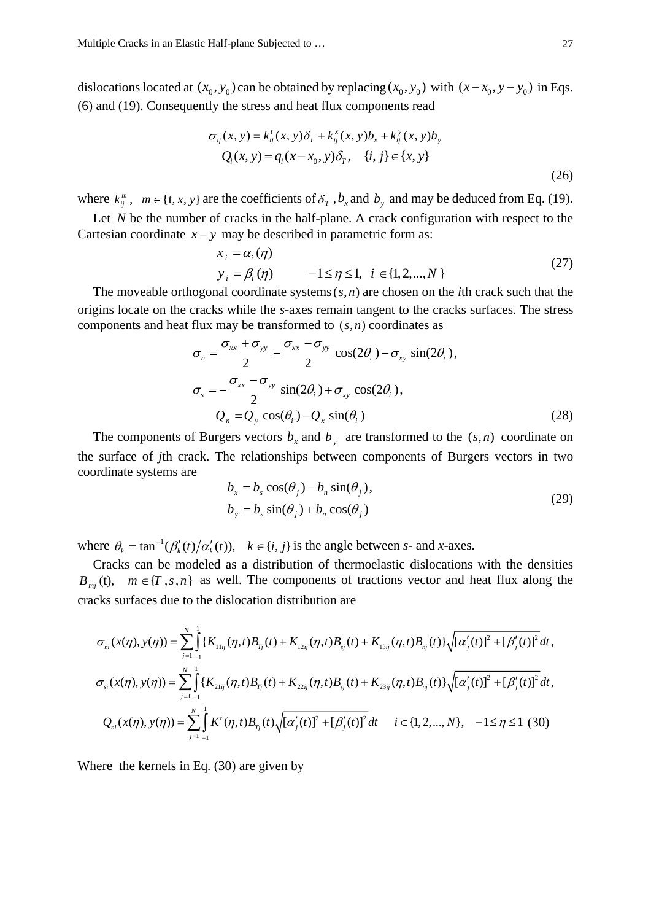dislocations located at $(x_0, y_0)$ can be obtained by replacing $(x_0, y_0)$ with $(x-x_0, y-y_0)$ in Eqs. (6) and (19). Consequently the stress and heat flux components read

$$\sigma_{ij}(x,y) = k_{ij}^{t}(x,y)\delta_T + k_{ij}^{x}(x,y)b_x + k_{ij}^{y}(x,y)b_y$$
$$Q_i(x,y) = q_i(x-x_0, y)\delta_T, \quad \{i,j\} \in \{x,y\} \tag{26}$$

where $k_{ij}^{m}$, $m \in \{t, x, y\}$ are the coefficients of $\delta_T$, $b_x$ and $b_y$ and may be deduced from Eq. (19).

Let $N$ be the number of cracks in the half-plane. A crack configuration with respect to the Cartesian coordinate $x-y$ may be described in parametric form as:

$$x_i = \alpha_i(\eta)$$
$$y_i = \beta_i(\eta) \qquad -1 \le \eta \le 1, \ i \in \{1, 2, ..., N\} \tag{27}$$

The moveable orthogonal coordinate systems $(s,n)$ are chosen on the *i*th crack such that the origins locate on the cracks while the *s*-axes remain tangent to the cracks surfaces. The stress components and heat flux may be transformed to $(s,n)$ coordinates as

$$\sigma_n = \frac{\sigma_{xx}+\sigma_{yy}}{2} - \frac{\sigma_{xx}-\sigma_{yy}}{2}\cos(2\theta_i) - \sigma_{xy}\sin(2\theta_i),$$
$$\sigma_s = -\frac{\sigma_{xx}-\sigma_{yy}}{2}\sin(2\theta_i) + \sigma_{xy}\cos(2\theta_i),$$
$$Q_n = Q_y\cos(\theta_i) - Q_x\sin(\theta_i) \tag{28}$$

The components of Burgers vectors $b_x$ and $b_y$ are transformed to the $(s,n)$ coordinate on the surface of *j*th crack. The relationships between components of Burgers vectors in two coordinate systems are

$$b_x = b_s\cos(\theta_j) - b_n\sin(\theta_j),$$
$$b_y = b_s\sin(\theta_j) + b_n\cos(\theta_j) \tag{29}$$

where $\theta_k = \tan^{-1}(\beta_k'(t)/\alpha_k'(t)), \quad k \in \{i, j\}$ is the angle between *s*- and *x*-axes.

Cracks can be modeled as a distribution of thermoelastic dislocations with the densities $B_{mj}(t), \quad m \in \{T, s, n\}$ as well. The components of tractions vector and heat flux along the cracks surfaces due to the dislocation distribution are

$$\sigma_{ni}(x(\eta), y(\eta)) = \sum_{j=1}^{N}\int_{-1}^{1}\{K_{11ij}(\eta,t)B_{Tj}(t) + K_{12ij}(\eta,t)B_{sj}(t) + K_{13ij}(\eta,t)B_{nj}(t)\}\sqrt{[\alpha_j'(t)]^2+[\beta_j'(t)]^2}\,dt,$$
$$\sigma_{si}(x(\eta), y(\eta)) = \sum_{j=1}^{N}\int_{-1}^{1}\{K_{21ij}(\eta,t)B_{Tj}(t) + K_{22ij}(\eta,t)B_{sj}(t) + K_{23ij}(\eta,t)B_{nj}(t)\}\sqrt{[\alpha_j'(t)]^2+[\beta_j'(t)]^2}\,dt,$$
$$Q_{ni}(x(\eta), y(\eta)) = \sum_{j=1}^{N}\int_{-1}^{1}K^{t}(\eta,t)B_{Tj}(t)\sqrt{[\alpha_j'(t)]^2+[\beta_j'(t)]^2}\,dt \qquad i \in \{1,2,...,N\}, \quad -1 \le \eta \le 1 \tag{30}$$

Where the kernels in Eq. (30) are given by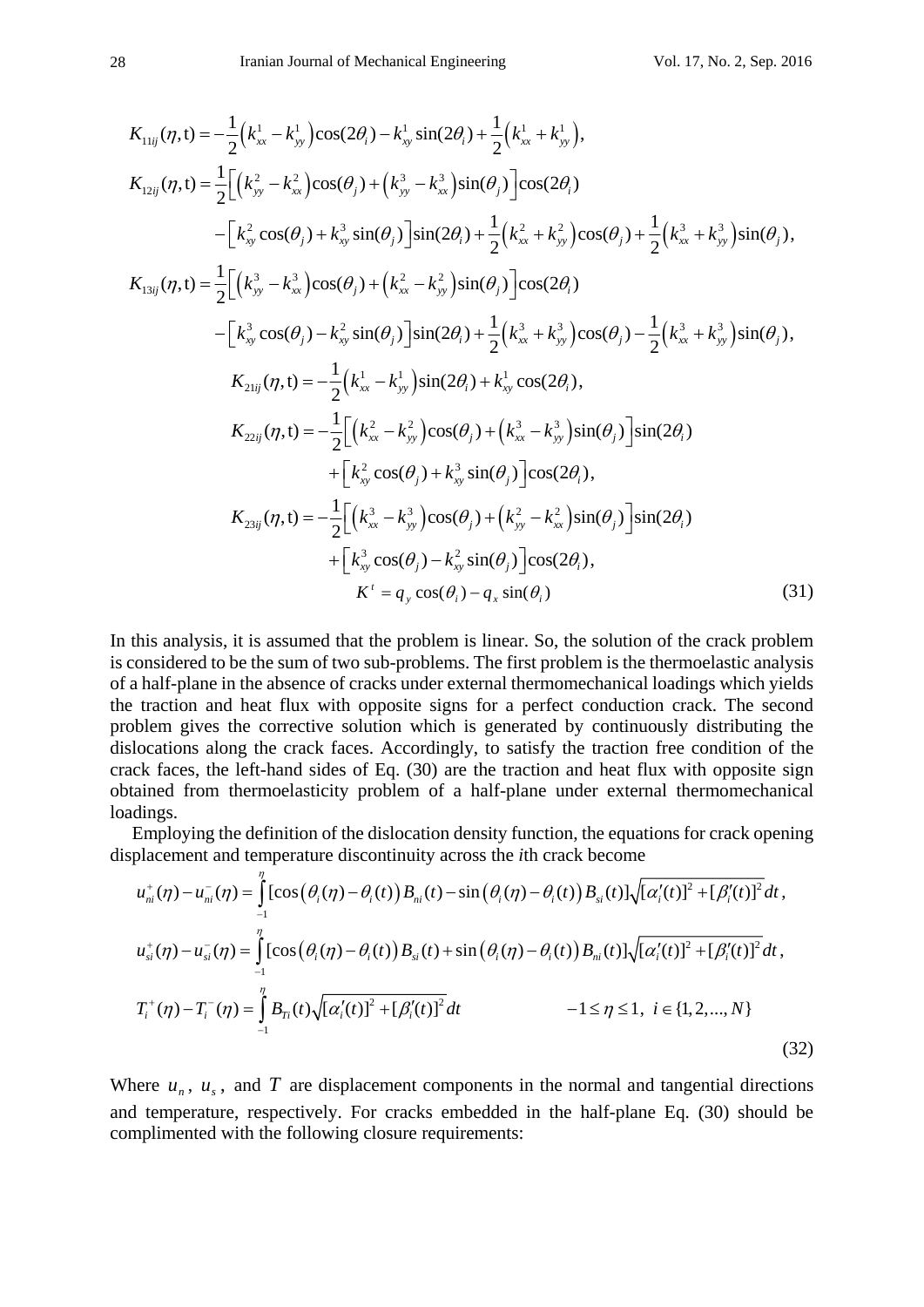$$
\begin{aligned}
K_{11ij}(\eta,\mathrm{t}) &= -\frac{1}{2}\left(k_{xx}^{1}-k_{yy}^{1}\right)\cos(2\theta_i) - k_{xy}^{1}\sin(2\theta_i) + \frac{1}{2}\left(k_{xx}^{1}+k_{yy}^{1}\right),\\
K_{12ij}(\eta,\mathrm{t}) &= \frac{1}{2}\left[\left(k_{yy}^{2}-k_{xx}^{2}\right)\cos(\theta_j) + \left(k_{yy}^{3}-k_{xx}^{3}\right)\sin(\theta_j)\right]\cos(2\theta_i)\\
&\quad -\left[k_{xy}^{2}\cos(\theta_j) + k_{xy}^{3}\sin(\theta_j)\right]\sin(2\theta_i) + \frac{1}{2}\left(k_{xx}^{2}+k_{yy}^{2}\right)\cos(\theta_j) + \frac{1}{2}\left(k_{xx}^{3}+k_{yy}^{3}\right)\sin(\theta_j),\\
K_{13ij}(\eta,\mathrm{t}) &= \frac{1}{2}\left[\left(k_{yy}^{3}-k_{xx}^{3}\right)\cos(\theta_j) + \left(k_{xx}^{2}-k_{yy}^{2}\right)\sin(\theta_j)\right]\cos(2\theta_i)\\
&\quad -\left[k_{xy}^{3}\cos(\theta_j) - k_{xy}^{2}\sin(\theta_j)\right]\sin(2\theta_i) + \frac{1}{2}\left(k_{xx}^{3}+k_{yy}^{3}\right)\cos(\theta_j) - \frac{1}{2}\left(k_{xx}^{3}+k_{yy}^{3}\right)\sin(\theta_j),\\
K_{21ij}(\eta,\mathrm{t}) &= -\frac{1}{2}\left(k_{xx}^{1}-k_{yy}^{1}\right)\sin(2\theta_i) + k_{xy}^{1}\cos(2\theta_i),\\
K_{22ij}(\eta,\mathrm{t}) &= -\frac{1}{2}\left[\left(k_{xx}^{2}-k_{yy}^{2}\right)\cos(\theta_j) + \left(k_{xx}^{3}-k_{yy}^{3}\right)\sin(\theta_j)\right]\sin(2\theta_i)\\
&\quad +\left[k_{xy}^{2}\cos(\theta_j) + k_{xy}^{3}\sin(\theta_j)\right]\cos(2\theta_i),\\
K_{23ij}(\eta,\mathrm{t}) &= -\frac{1}{2}\left[\left(k_{xx}^{3}-k_{yy}^{3}\right)\cos(\theta_j) + \left(k_{yy}^{2}-k_{xx}^{2}\right)\sin(\theta_j)\right]\sin(2\theta_i)\\
&\quad +\left[k_{xy}^{3}\cos(\theta_j) - k_{xy}^{2}\sin(\theta_j)\right]\cos(2\theta_i),\\
K^{t} &= q_y\cos(\theta_i) - q_x\sin(\theta_i)
\end{aligned}
\tag{31}
$$

In this analysis, it is assumed that the problem is linear. So, the solution of the crack problem is considered to be the sum of two sub-problems. The first problem is the thermoelastic analysis of a half-plane in the absence of cracks under external thermomechanical loadings which yields the traction and heat flux with opposite signs for a perfect conduction crack. The second problem gives the corrective solution which is generated by continuously distributing the dislocations along the crack faces. Accordingly, to satisfy the traction free condition of the crack faces, the left-hand sides of Eq. (30) are the traction and heat flux with opposite sign obtained from thermoelasticity problem of a half-plane under external thermomechanical loadings.

Employing the definition of the dislocation density function, the equations for crack opening displacement and temperature discontinuity across the *i*th crack become

$$
\begin{aligned}
u_{ni}^{+}(\eta) - u_{ni}^{-}(\eta) &= \int_{-1}^{\eta}[\cos\left(\theta_i(\eta)-\theta_i(t)\right)B_{ni}(t) - \sin\left(\theta_i(\eta)-\theta_i(t)\right)B_{si}(t)]\sqrt{[\alpha_i'(t)]^2+[\beta_i'(t)]^2}\,dt,\\
u_{si}^{+}(\eta) - u_{si}^{-}(\eta) &= \int_{-1}^{\eta}[\cos\left(\theta_i(\eta)-\theta_i(t)\right)B_{si}(t) + \sin\left(\theta_i(\eta)-\theta_i(t)\right)B_{ni}(t)]\sqrt{[\alpha_i'(t)]^2+[\beta_i'(t)]^2}\,dt,\\
T_i^{+}(\eta) - T_i^{-}(\eta) &= \int_{-1}^{\eta} B_{Ti}(t)\sqrt{[\alpha_i'(t)]^2+[\beta_i'(t)]^2}\,dt \qquad -1\le\eta\le 1,\ i\in\{1,2,\ldots,N\}
\end{aligned}
\tag{32}
$$

Where $u_n$, $u_s$, and $T$ are displacement components in the normal and tangential directions and temperature, respectively. For cracks embedded in the half-plane Eq. (30) should be complimented with the following closure requirements: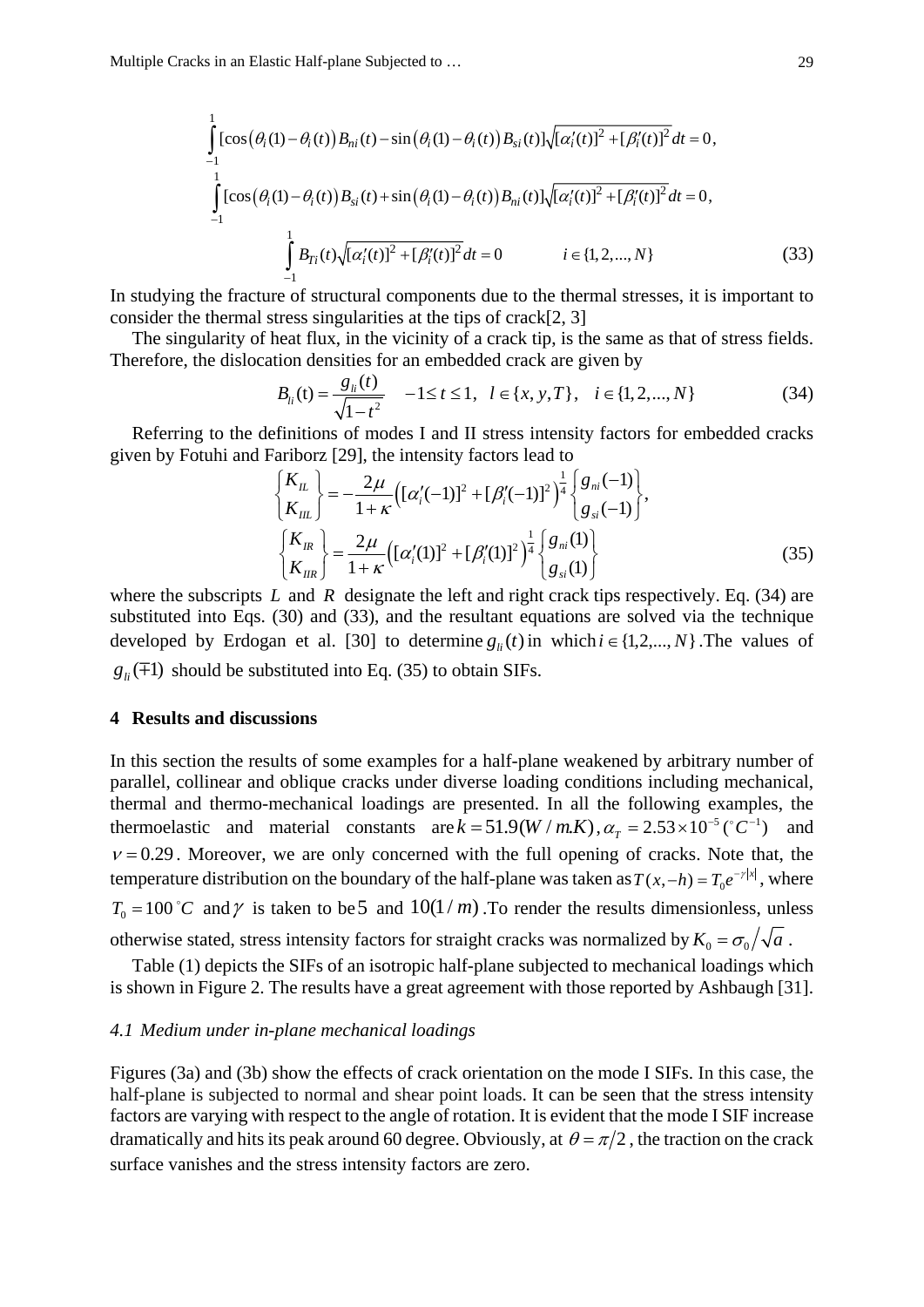$$\int_{-1}^{1}[\cos\left(\theta_i(1)-\theta_i(t)\right)B_{ni}(t)-\sin\left(\theta_i(1)-\theta_i(t)\right)B_{si}(t)]\sqrt{[\alpha_i'(t)]^2+[\beta_i'(t)]^2}\,dt=0,$$

$$\int_{-1}^{1}[\cos\left(\theta_i(1)-\theta_i(t)\right)B_{si}(t)+\sin\left(\theta_i(1)-\theta_i(t)\right)B_{ni}(t)]\sqrt{[\alpha_i'(t)]^2+[\beta_i'(t)]^2}\,dt=0,$$

$$\int_{-1}^{1}B_{Ti}(t)\sqrt{[\alpha_i'(t)]^2+[\beta_i'(t)]^2}\,dt=0 \qquad i\in\{1,2,...,N\} \tag{33}$$

In studying the fracture of structural components due to the thermal stresses, it is important to consider the thermal stress singularities at the tips of crack[2, 3]

The singularity of heat flux, in the vicinity of a crack tip, is the same as that of stress fields. Therefore, the dislocation densities for an embedded crack are given by

$$B_{li}(\mathrm{t})=\frac{g_{li}(t)}{\sqrt{1-t^2}} \quad -1\le t\le 1,\ \ l\in\{x,y,T\},\ \ i\in\{1,2,...,N\} \tag{34}$$

Referring to the definitions of modes I and II stress intensity factors for embedded cracks given by Fotuhi and Fariborz [29], the intensity factors lead to

$$\begin{Bmatrix}K_{IL}\\K_{IIL}\end{Bmatrix}=-\frac{2\mu}{1+\kappa}\left([\alpha_i'(-1)]^2+[\beta_i'(-1)]^2\right)^{\frac{1}{4}}\begin{Bmatrix}g_{ni}(-1)\\g_{si}(-1)\end{Bmatrix},$$

$$\begin{Bmatrix}K_{IR}\\K_{IIR}\end{Bmatrix}=\frac{2\mu}{1+\kappa}\left([\alpha_i'(1)]^2+[\beta_i'(1)]^2\right)^{\frac{1}{4}}\begin{Bmatrix}g_{ni}(1)\\g_{si}(1)\end{Bmatrix} \tag{35}$$

where the subscripts $L$ and $R$ designate the left and right crack tips respectively. Eq. (34) are substituted into Eqs. (30) and (33), and the resultant equations are solved via the technique developed by Erdogan et al. [30] to determine $g_{li}(t)$ in which $i\in\{1,2,...,N\}$. The values of $g_{li}(\mp 1)$ should be substituted into Eq. (35) to obtain SIFs.

## 4 Results and discussions

In this section the results of some examples for a half-plane weakened by arbitrary number of parallel, collinear and oblique cracks under diverse loading conditions including mechanical, thermal and thermo-mechanical loadings are presented. In all the following examples, the thermoelastic and material constants are $k=51.9(W/m.K)$, $\alpha_T=2.53\times10^{-5}\,({}^\circ C^{-1})$ and $\nu=0.29$. Moreover, we are only concerned with the full opening of cracks. Note that, the temperature distribution on the boundary of the half-plane was taken as $T(x,-h)=T_0e^{-\gamma|x|}$, where $T_0=100\,{}^\circ C$ and $\gamma$ is taken to be $5$ and $10(1/m)$. To render the results dimensionless, unless otherwise stated, stress intensity factors for straight cracks was normalized by $K_0=\sigma_0\big/\sqrt{a}$.

Table (1) depicts the SIFs of an isotropic half-plane subjected to mechanical loadings which is shown in Figure 2. The results have a great agreement with those reported by Ashbaugh [31].

### *4.1 Medium under in-plane mechanical loadings*

Figures (3a) and (3b) show the effects of crack orientation on the mode I SIFs. In this case, the half-plane is subjected to normal and shear point loads. It can be seen that the stress intensity factors are varying with respect to the angle of rotation. It is evident that the mode I SIF increase dramatically and hits its peak around 60 degree. Obviously, at $\theta=\pi/2$, the traction on the crack surface vanishes and the stress intensity factors are zero.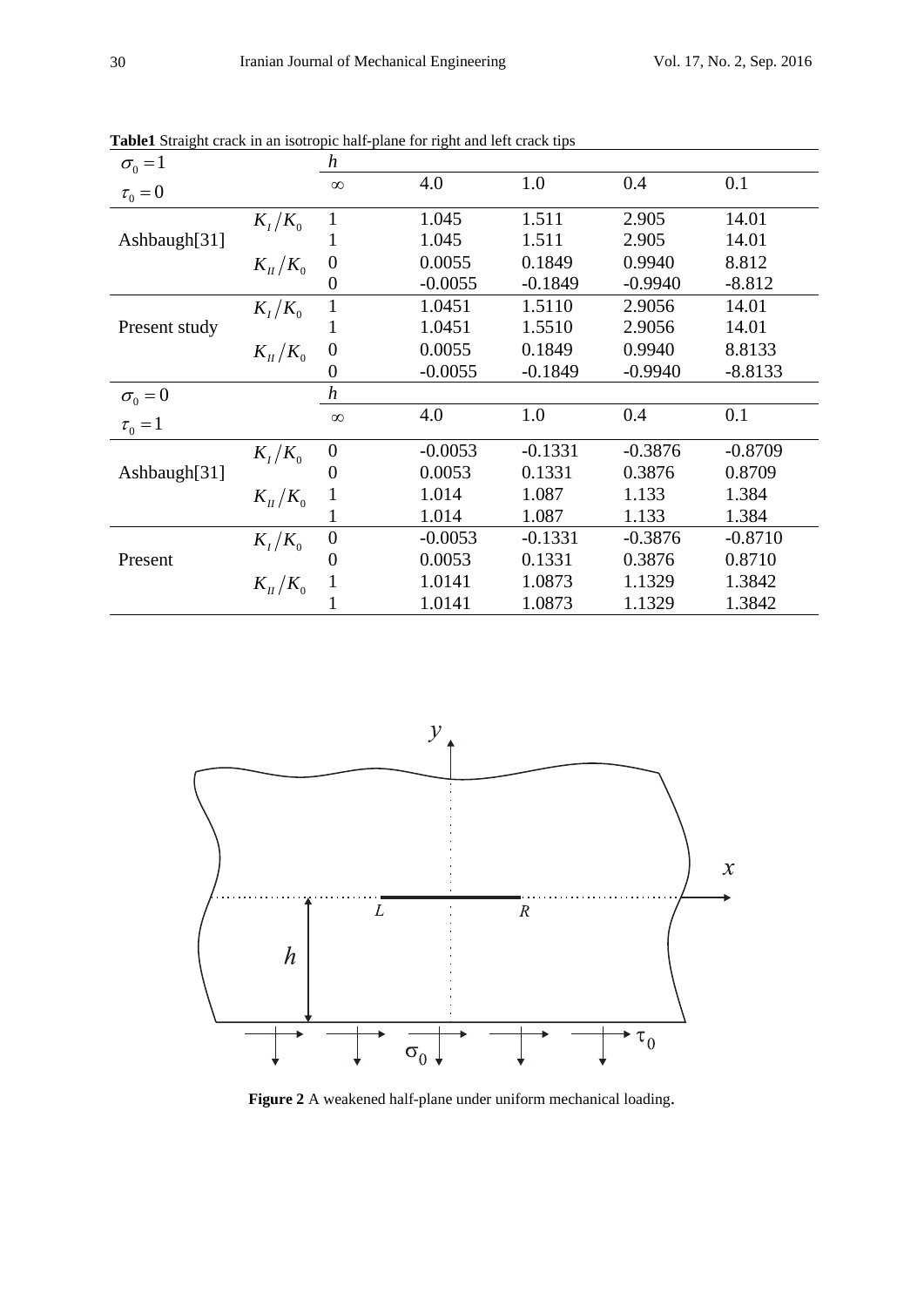**Table1** Straight crack in an isotropic half-plane for right and left crack tips

| $\sigma_0 = 1$, $\tau_0 = 0$ | | $h$ = $\infty$ | 4.0 | 1.0 | 0.4 | 0.1 |
|---|---|---|---|---|---|---|
| Ashbaugh[31] | $K_I/K_0$ | 1 | 1.045 | 1.511 | 2.905 | 14.01 |
| | | 1 | 1.045 | 1.511 | 2.905 | 14.01 |
| | $K_{II}/K_0$ | 0 | 0.0055 | 0.1849 | 0.9940 | 8.812 |
| | | 0 | -0.0055 | -0.1849 | -0.9940 | -8.812 |
| Present study | $K_I/K_0$ | 1 | 1.0451 | 1.5110 | 2.9056 | 14.01 |
| | | 1 | 1.0451 | 1.5510 | 2.9056 | 14.01 |
| | $K_{II}/K_0$ | 0 | 0.0055 | 0.1849 | 0.9940 | 8.8133 |
| | | 0 | -0.0055 | -0.1849 | -0.9940 | -8.8133 |
| $\sigma_0 = 0$, $\tau_0 = 1$ | | $h$ = $\infty$ | 4.0 | 1.0 | 0.4 | 0.1 |
| Ashbaugh[31] | $K_I/K_0$ | 0 | -0.0053 | -0.1331 | -0.3876 | -0.8709 |
| | | 0 | 0.0053 | 0.1331 | 0.3876 | 0.8709 |
| | $K_{II}/K_0$ | 1 | 1.014 | 1.087 | 1.133 | 1.384 |
| | | 1 | 1.014 | 1.087 | 1.133 | 1.384 |
| Present | $K_I/K_0$ | 0 | -0.0053 | -0.1331 | -0.3876 | -0.8710 |
| | | 0 | 0.0053 | 0.1331 | 0.3876 | 0.8710 |
| | $K_{II}/K_0$ | 1 | 1.0141 | 1.0873 | 1.1329 | 1.3842 |
| | | 1 | 1.0141 | 1.0873 | 1.1329 | 1.3842 |

**Figure 2** A weakened half-plane under uniform mechanical loading.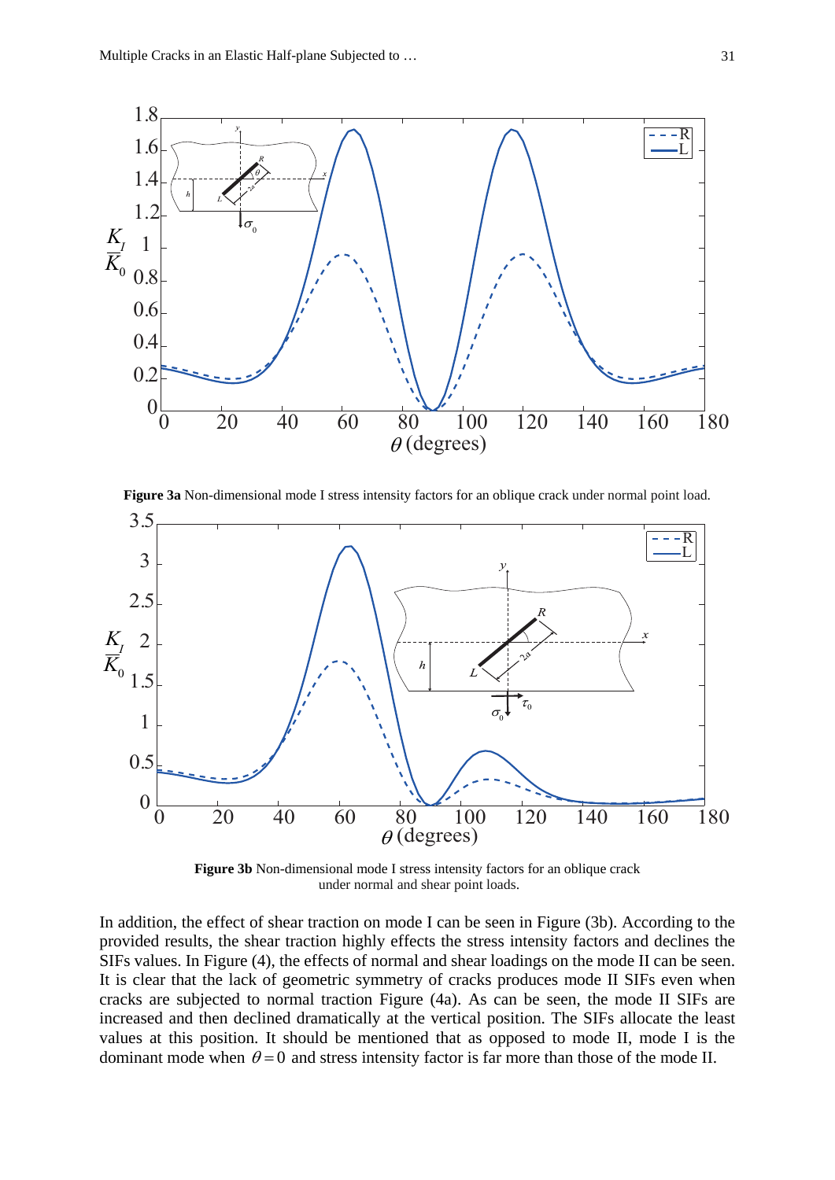**Figure 3a** Non-dimensional mode I stress intensity factors for an oblique crack under normal point load.

**Figure 3b** Non-dimensional mode I stress intensity factors for an oblique crack under normal and shear point loads.

In addition, the effect of shear traction on mode I can be seen in Figure (3b). According to the provided results, the shear traction highly effects the stress intensity factors and declines the SIFs values. In Figure (4), the effects of normal and shear loadings on the mode II can be seen. It is clear that the lack of geometric symmetry of cracks produces mode II SIFs even when cracks are subjected to normal traction Figure (4a). As can be seen, the mode II SIFs are increased and then declined dramatically at the vertical position. The SIFs allocate the least values at this position. It should be mentioned that as opposed to mode II, mode I is the dominant mode when $\theta = 0$ and stress intensity factor is far more than those of the mode II.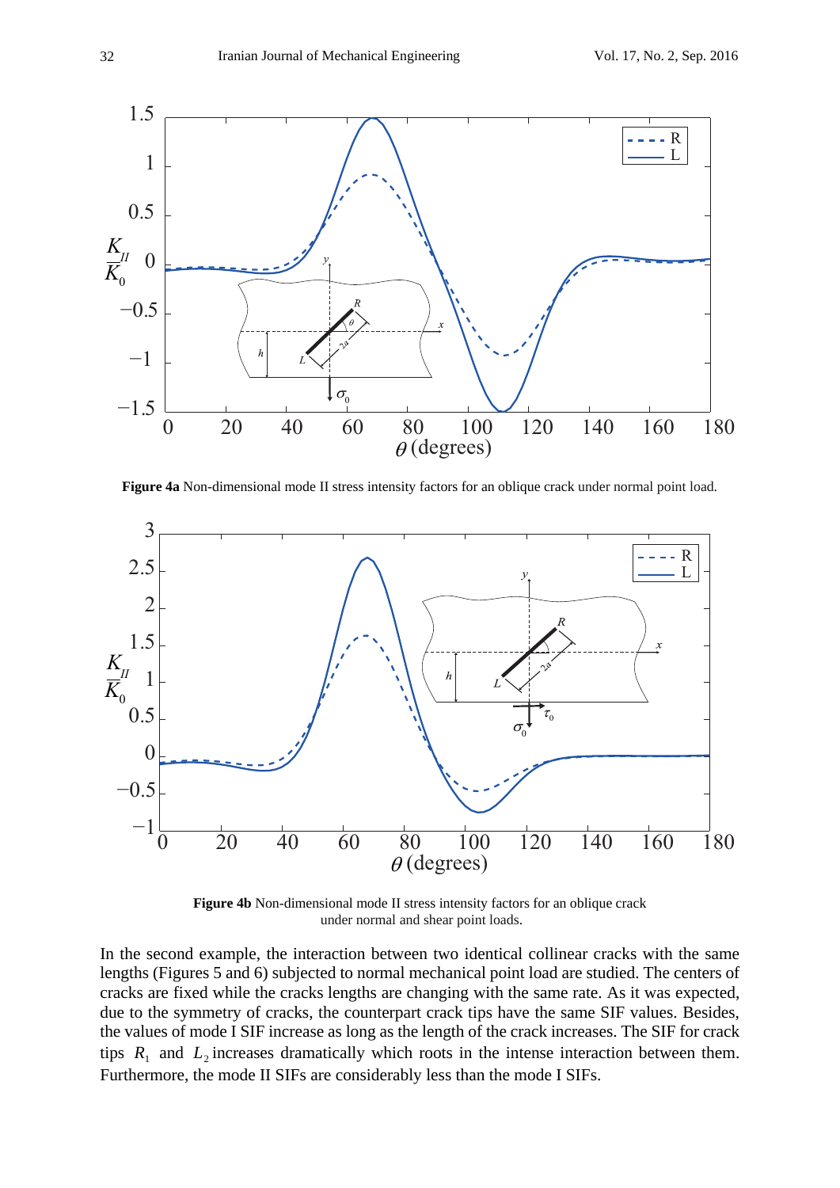**Figure 4a** Non-dimensional mode II stress intensity factors for an oblique crack under normal point load.

**Figure 4b** Non-dimensional mode II stress intensity factors for an oblique crack under normal and shear point loads.

In the second example, the interaction between two identical collinear cracks with the same lengths (Figures 5 and 6) subjected to normal mechanical point load are studied. The centers of cracks are fixed while the cracks lengths are changing with the same rate. As it was expected, due to the symmetry of cracks, the counterpart crack tips have the same SIF values. Besides, the values of mode I SIF increase as long as the length of the crack increases. The SIF for crack tips $R_1$ and $L_2$ increases dramatically which roots in the intense interaction between them. Furthermore, the mode II SIFs are considerably less than the mode I SIFs.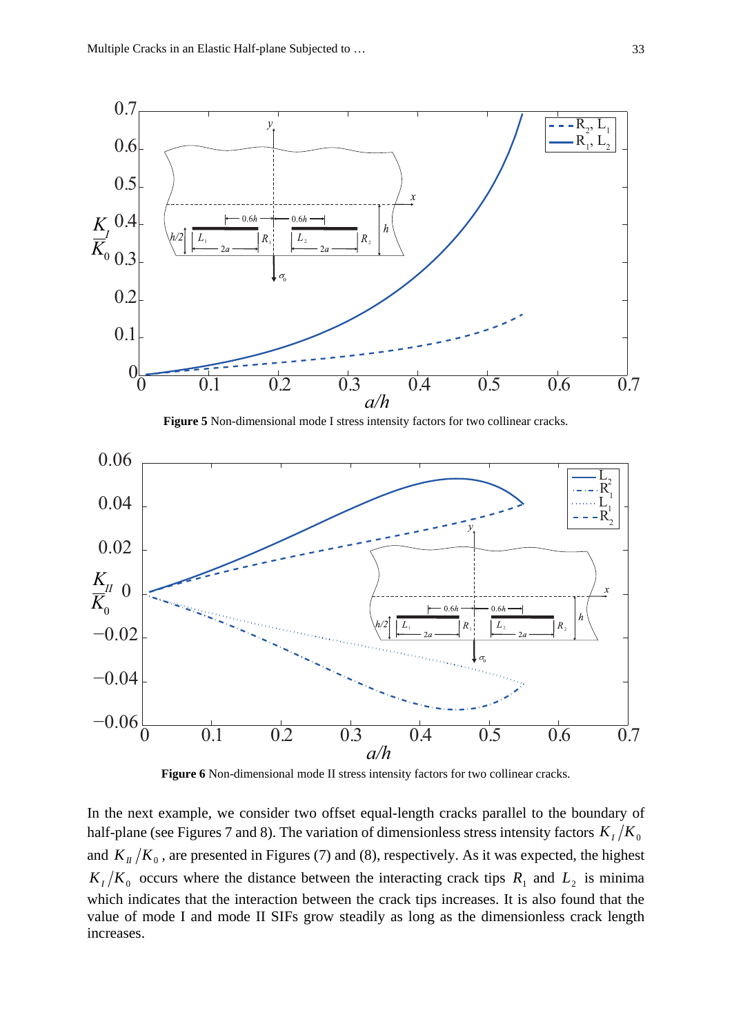**Figure 5** Non-dimensional mode I stress intensity factors for two collinear cracks.

**Figure 6** Non-dimensional mode II stress intensity factors for two collinear cracks.

In the next example, we consider two offset equal-length cracks parallel to the boundary of half-plane (see Figures 7 and 8). The variation of dimensionless stress intensity factors $K_I/K_0$ and $K_{II}/K_0$, are presented in Figures (7) and (8), respectively. As it was expected, the highest $K_I/K_0$ occurs where the distance between the interacting crack tips $R_1$ and $L_2$ is minima which indicates that the interaction between the crack tips increases. It is also found that the value of mode I and mode II SIFs grow steadily as long as the dimensionless crack length increases.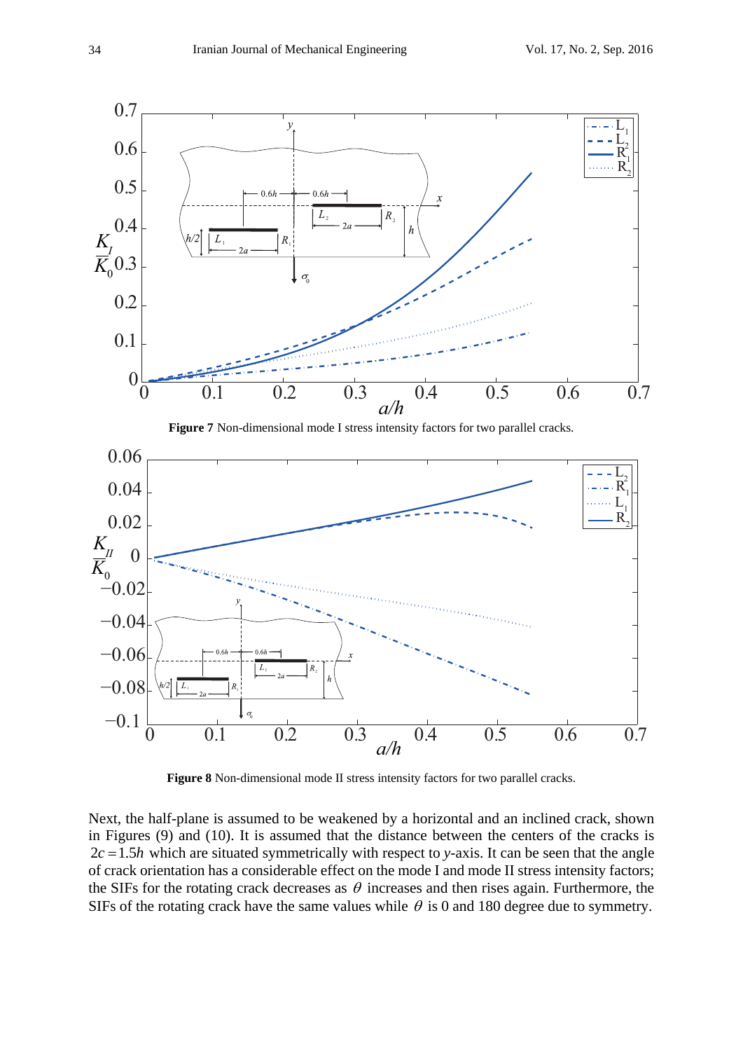**Figure 7** Non-dimensional mode I stress intensity factors for two parallel cracks.

**Figure 8** Non-dimensional mode II stress intensity factors for two parallel cracks.

Next, the half-plane is assumed to be weakened by a horizontal and an inclined crack, shown in Figures (9) and (10). It is assumed that the distance between the centers of the cracks is $2c = 1.5h$ which are situated symmetrically with respect to $y$-axis. It can be seen that the angle of crack orientation has a considerable effect on the mode I and mode II stress intensity factors; the SIFs for the rotating crack decreases as $\theta$ increases and then rises again. Furthermore, the SIFs of the rotating crack have the same values while $\theta$ is 0 and 180 degree due to symmetry.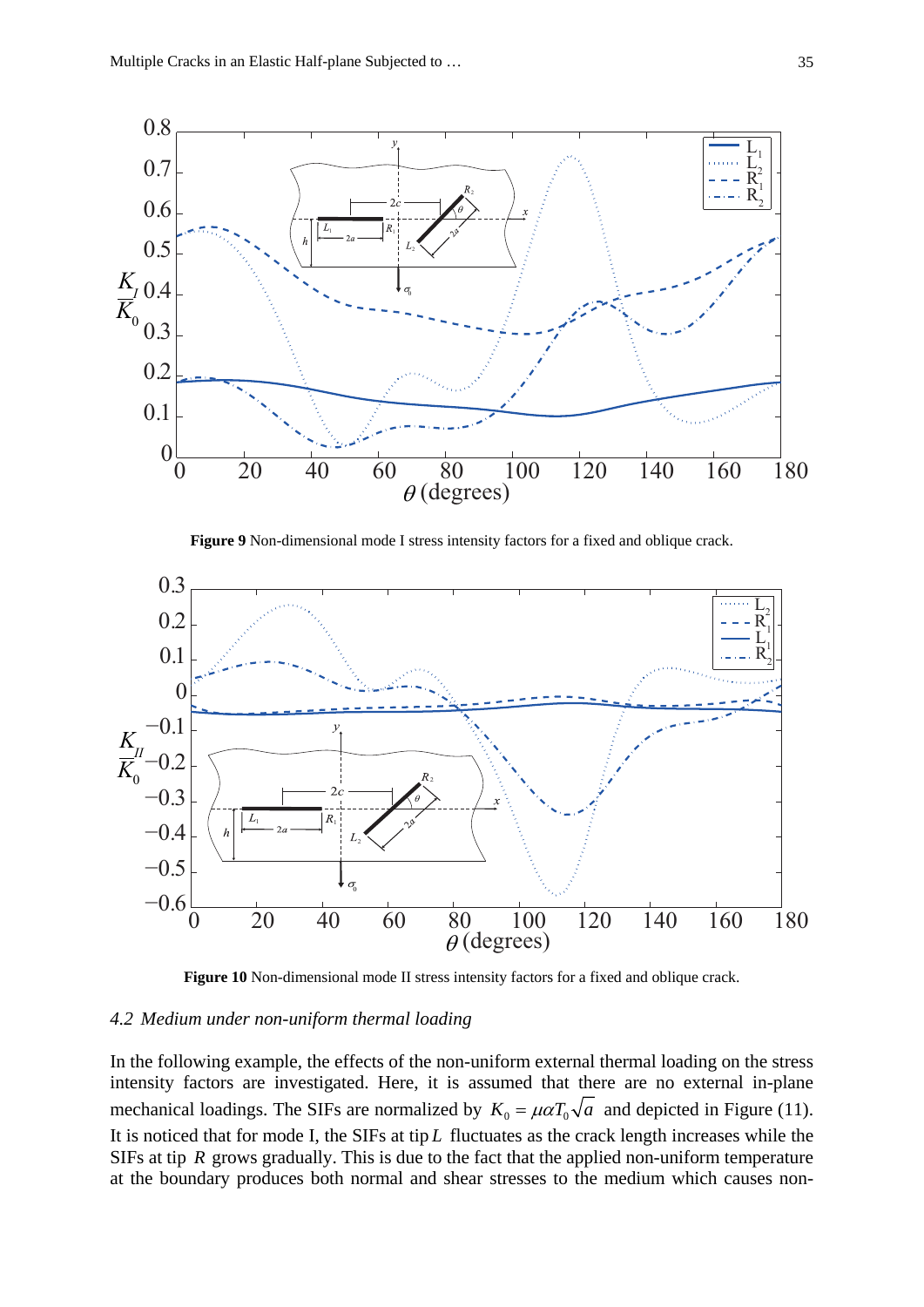**Figure 9** Non-dimensional mode I stress intensity factors for a fixed and oblique crack.

**Figure 10** Non-dimensional mode II stress intensity factors for a fixed and oblique crack.

### *4.2 Medium under non-uniform thermal loading*

In the following example, the effects of the non-uniform external thermal loading on the stress intensity factors are investigated. Here, it is assumed that there are no external in-plane mechanical loadings. The SIFs are normalized by $K_0 = \mu \alpha T_0 \sqrt{a}$ and depicted in Figure (11). It is noticed that for mode I, the SIFs at tip $L$ fluctuates as the crack length increases while the SIFs at tip $R$ grows gradually. This is due to the fact that the applied non-uniform temperature at the boundary produces both normal and shear stresses to the medium which causes non-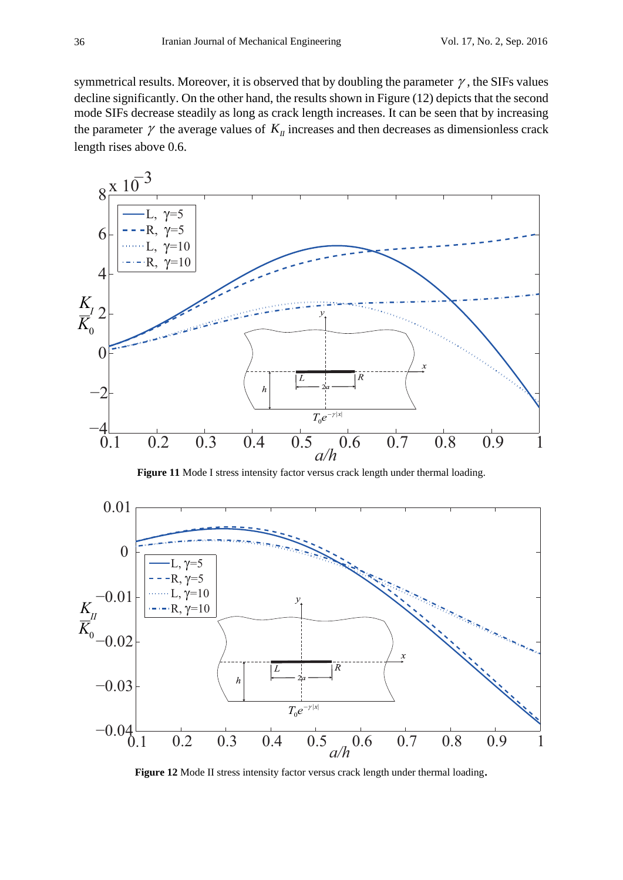symmetrical results. Moreover, it is observed that by doubling the parameter $\gamma$, the SIFs values decline significantly. On the other hand, the results shown in Figure (12) depicts that the second mode SIFs decrease steadily as long as crack length increases. It can be seen that by increasing the parameter $\gamma$ the average values of $K_{II}$ increases and then decreases as dimensionless crack length rises above 0.6.

**Figure 11** Mode I stress intensity factor versus crack length under thermal loading.

**Figure 12** Mode II stress intensity factor versus crack length under thermal loading.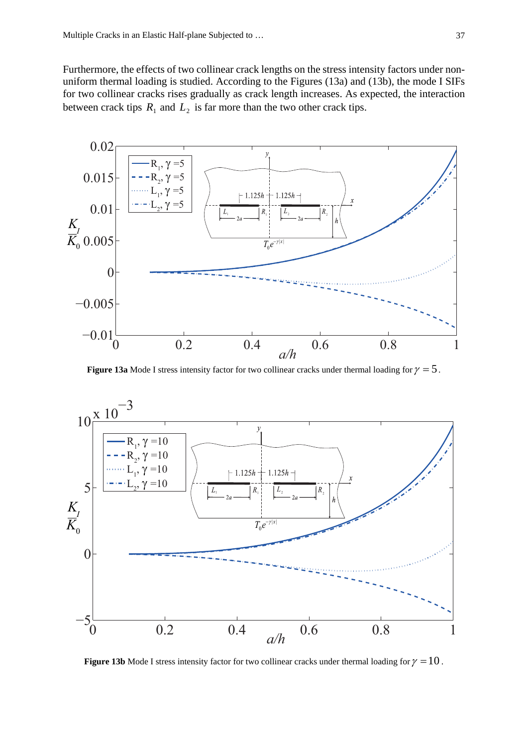Furthermore, the effects of two collinear crack lengths on the stress intensity factors under non-uniform thermal loading is studied. According to the Figures (13a) and (13b), the mode I SIFs for two collinear cracks rises gradually as crack length increases. As expected, the interaction between crack tips $R_1$ and $L_2$ is far more than the two other crack tips.

**Figure 13a** Mode I stress intensity factor for two collinear cracks under thermal loading for $\gamma = 5$.

**Figure 13b** Mode I stress intensity factor for two collinear cracks under thermal loading for $\gamma = 10$.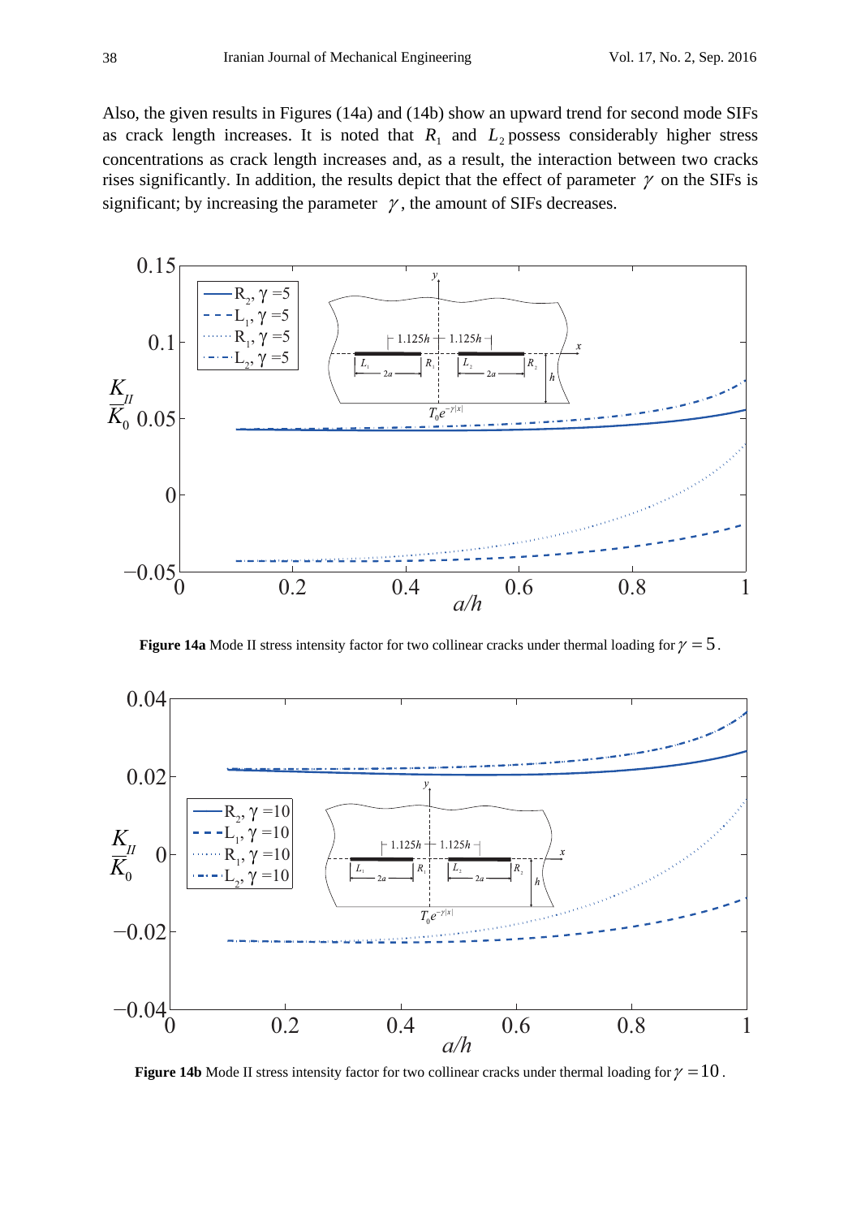Also, the given results in Figures (14a) and (14b) show an upward trend for second mode SIFs as crack length increases. It is noted that $R_1$ and $L_2$ possess considerably higher stress concentrations as crack length increases and, as a result, the interaction between two cracks rises significantly. In addition, the results depict that the effect of parameter $\gamma$ on the SIFs is significant; by increasing the parameter $\gamma$, the amount of SIFs decreases.

**Figure 14a** Mode II stress intensity factor for two collinear cracks under thermal loading for $\gamma = 5$.

**Figure 14b** Mode II stress intensity factor for two collinear cracks under thermal loading for $\gamma = 10$.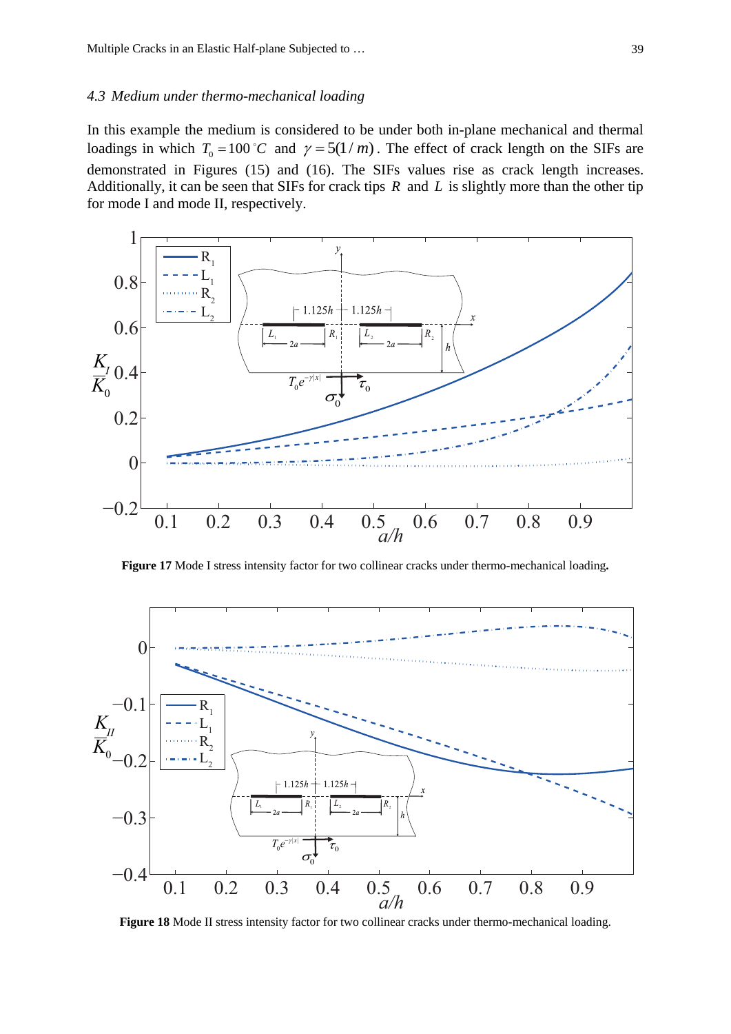### 4.3 Medium under thermo-mechanical loading

In this example the medium is considered to be under both in-plane mechanical and thermal loadings in which $T_0 = 100\,^{\circ}C$ and $\gamma = 5(1/m)$. The effect of crack length on the SIFs are demonstrated in Figures (15) and (16). The SIFs values rise as crack length increases. Additionally, it can be seen that SIFs for crack tips $R$ and $L$ is slightly more than the other tip for mode I and mode II, respectively.

**Figure 17** Mode I stress intensity factor for two collinear cracks under thermo-mechanical loading**.**

**Figure 18** Mode II stress intensity factor for two collinear cracks under thermo-mechanical loading.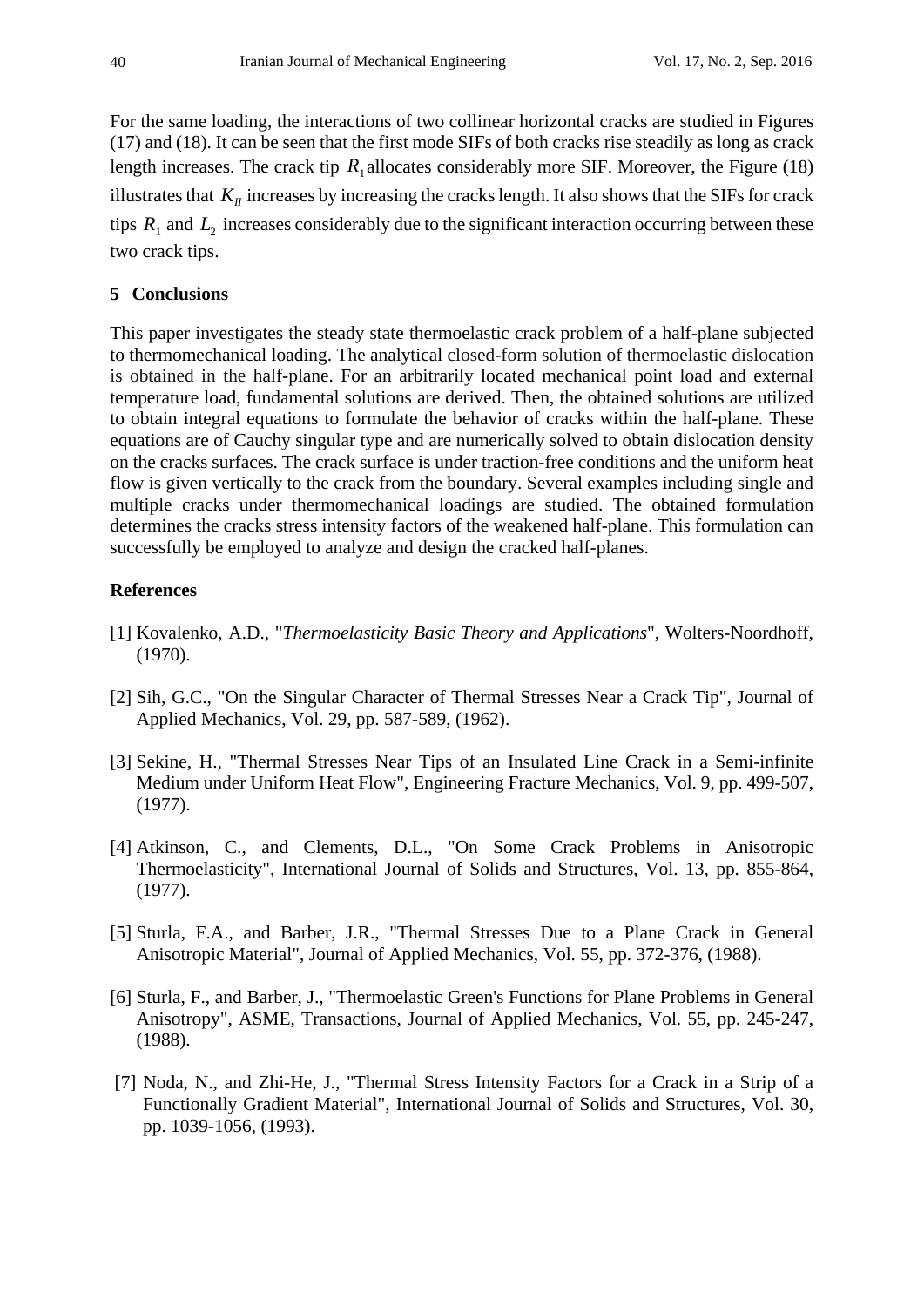For the same loading, the interactions of two collinear horizontal cracks are studied in Figures (17) and (18). It can be seen that the first mode SIFs of both cracks rise steadily as long as crack length increases. The crack tip $R_1$ allocates considerably more SIF. Moreover, the Figure (18) illustrates that $K_{II}$ increases by increasing the cracks length. It also shows that the SIFs for crack tips $R_1$ and $L_2$ increases considerably due to the significant interaction occurring between these two crack tips.

## 5 Conclusions

This paper investigates the steady state thermoelastic crack problem of a half-plane subjected to thermomechanical loading. The analytical closed-form solution of thermoelastic dislocation is obtained in the half-plane. For an arbitrarily located mechanical point load and external temperature load, fundamental solutions are derived. Then, the obtained solutions are utilized to obtain integral equations to formulate the behavior of cracks within the half-plane. These equations are of Cauchy singular type and are numerically solved to obtain dislocation density on the cracks surfaces. The crack surface is under traction-free conditions and the uniform heat flow is given vertically to the crack from the boundary. Several examples including single and multiple cracks under thermomechanical loadings are studied. The obtained formulation determines the cracks stress intensity factors of the weakened half-plane. This formulation can successfully be employed to analyze and design the cracked half-planes.

## References

[1] Kovalenko, A.D., "*Thermoelasticity Basic Theory and Applications*", Wolters-Noordhoff, (1970).

[2] Sih, G.C., "On the Singular Character of Thermal Stresses Near a Crack Tip", Journal of Applied Mechanics, Vol. 29, pp. 587-589, (1962).

[3] Sekine, H., "Thermal Stresses Near Tips of an Insulated Line Crack in a Semi-infinite Medium under Uniform Heat Flow", Engineering Fracture Mechanics, Vol. 9, pp. 499-507, (1977).

[4] Atkinson, C., and Clements, D.L., "On Some Crack Problems in Anisotropic Thermoelasticity", International Journal of Solids and Structures, Vol. 13, pp. 855-864, (1977).

[5] Sturla, F.A., and Barber, J.R., "Thermal Stresses Due to a Plane Crack in General Anisotropic Material", Journal of Applied Mechanics, Vol. 55, pp. 372-376, (1988).

[6] Sturla, F., and Barber, J., "Thermoelastic Green's Functions for Plane Problems in General Anisotropy", ASME, Transactions, Journal of Applied Mechanics, Vol. 55, pp. 245-247, (1988).

[7] Noda, N., and Zhi-He, J., "Thermal Stress Intensity Factors for a Crack in a Strip of a Functionally Gradient Material", International Journal of Solids and Structures, Vol. 30, pp. 1039-1056, (1993).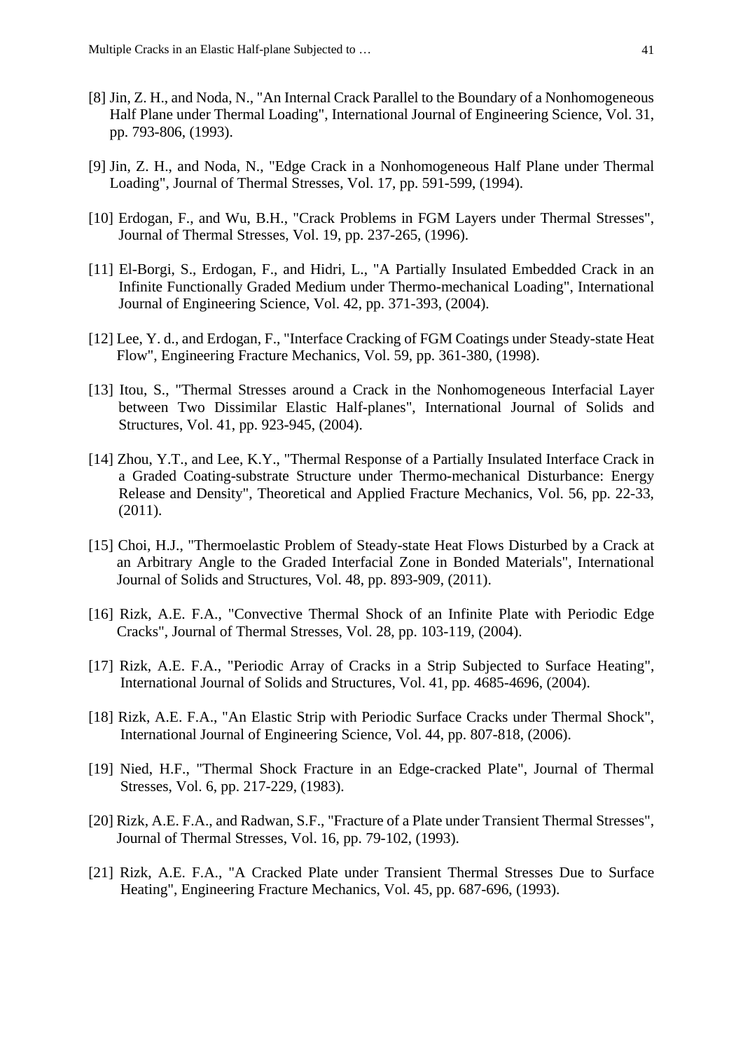[8] Jin, Z. H., and Noda, N., "An Internal Crack Parallel to the Boundary of a Nonhomogeneous Half Plane under Thermal Loading", International Journal of Engineering Science, Vol. 31, pp. 793-806, (1993).

[9] Jin, Z. H., and Noda, N., "Edge Crack in a Nonhomogeneous Half Plane under Thermal Loading", Journal of Thermal Stresses, Vol. 17, pp. 591-599, (1994).

[10] Erdogan, F., and Wu, B.H., "Crack Problems in FGM Layers under Thermal Stresses", Journal of Thermal Stresses, Vol. 19, pp. 237-265, (1996).

[11] El-Borgi, S., Erdogan, F., and Hidri, L., "A Partially Insulated Embedded Crack in an Infinite Functionally Graded Medium under Thermo-mechanical Loading", International Journal of Engineering Science, Vol. 42, pp. 371-393, (2004).

[12] Lee, Y. d., and Erdogan, F., "Interface Cracking of FGM Coatings under Steady-state Heat Flow", Engineering Fracture Mechanics, Vol. 59, pp. 361-380, (1998).

[13] Itou, S., "Thermal Stresses around a Crack in the Nonhomogeneous Interfacial Layer between Two Dissimilar Elastic Half-planes", International Journal of Solids and Structures, Vol. 41, pp. 923-945, (2004).

[14] Zhou, Y.T., and Lee, K.Y., "Thermal Response of a Partially Insulated Interface Crack in a Graded Coating-substrate Structure under Thermo-mechanical Disturbance: Energy Release and Density", Theoretical and Applied Fracture Mechanics, Vol. 56, pp. 22-33, (2011).

[15] Choi, H.J., "Thermoelastic Problem of Steady-state Heat Flows Disturbed by a Crack at an Arbitrary Angle to the Graded Interfacial Zone in Bonded Materials", International Journal of Solids and Structures, Vol. 48, pp. 893-909, (2011).

[16] Rizk, A.E. F.A., "Convective Thermal Shock of an Infinite Plate with Periodic Edge Cracks", Journal of Thermal Stresses, Vol. 28, pp. 103-119, (2004).

[17] Rizk, A.E. F.A., "Periodic Array of Cracks in a Strip Subjected to Surface Heating", International Journal of Solids and Structures, Vol. 41, pp. 4685-4696, (2004).

[18] Rizk, A.E. F.A., "An Elastic Strip with Periodic Surface Cracks under Thermal Shock", International Journal of Engineering Science, Vol. 44, pp. 807-818, (2006).

[19] Nied, H.F., "Thermal Shock Fracture in an Edge-cracked Plate", Journal of Thermal Stresses, Vol. 6, pp. 217-229, (1983).

[20] Rizk, A.E. F.A., and Radwan, S.F., "Fracture of a Plate under Transient Thermal Stresses", Journal of Thermal Stresses, Vol. 16, pp. 79-102, (1993).

[21] Rizk, A.E. F.A., "A Cracked Plate under Transient Thermal Stresses Due to Surface Heating", Engineering Fracture Mechanics, Vol. 45, pp. 687-696, (1993).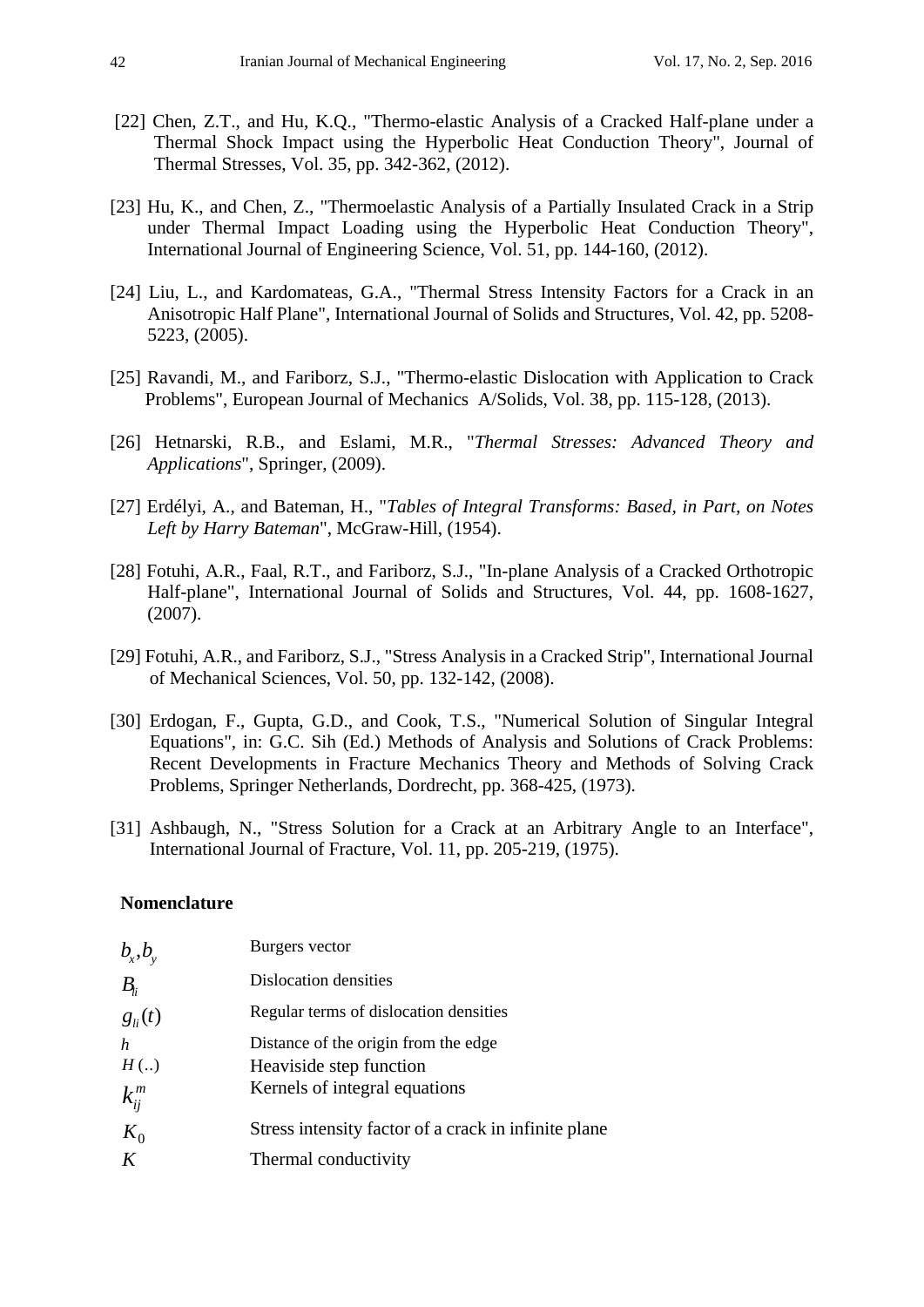[22] Chen, Z.T., and Hu, K.Q., "Thermo-elastic Analysis of a Cracked Half-plane under a Thermal Shock Impact using the Hyperbolic Heat Conduction Theory", Journal of Thermal Stresses, Vol. 35, pp. 342-362, (2012).

[23] Hu, K., and Chen, Z., "Thermoelastic Analysis of a Partially Insulated Crack in a Strip under Thermal Impact Loading using the Hyperbolic Heat Conduction Theory", International Journal of Engineering Science, Vol. 51, pp. 144-160, (2012).

[24] Liu, L., and Kardomateas, G.A., "Thermal Stress Intensity Factors for a Crack in an Anisotropic Half Plane", International Journal of Solids and Structures, Vol. 42, pp. 5208-5223, (2005).

[25] Ravandi, M., and Fariborz, S.J., "Thermo-elastic Dislocation with Application to Crack Problems", European Journal of Mechanics A/Solids, Vol. 38, pp. 115-128, (2013).

[26] Hetnarski, R.B., and Eslami, M.R., "*Thermal Stresses: Advanced Theory and Applications*", Springer, (2009).

[27] Erdélyi, A., and Bateman, H., "*Tables of Integral Transforms: Based, in Part, on Notes Left by Harry Bateman*", McGraw-Hill, (1954).

[28] Fotuhi, A.R., Faal, R.T., and Fariborz, S.J., "In-plane Analysis of a Cracked Orthotropic Half-plane", International Journal of Solids and Structures, Vol. 44, pp. 1608-1627, (2007).

[29] Fotuhi, A.R., and Fariborz, S.J., "Stress Analysis in a Cracked Strip", International Journal of Mechanical Sciences, Vol. 50, pp. 132-142, (2008).

[30] Erdogan, F., Gupta, G.D., and Cook, T.S., "Numerical Solution of Singular Integral Equations", in: G.C. Sih (Ed.) Methods of Analysis and Solutions of Crack Problems: Recent Developments in Fracture Mechanics Theory and Methods of Solving Crack Problems, Springer Netherlands, Dordrecht, pp. 368-425, (1973).

[31] Ashbaugh, N., "Stress Solution for a Crack at an Arbitrary Angle to an Interface", International Journal of Fracture, Vol. 11, pp. 205-219, (1975).

**Nomenclature**

| | |
|---|---|
| $b_x, b_y$ | Burgers vector |
| $B_{li}$ | Dislocation densities |
| $g_{li}(t)$ | Regular terms of dislocation densities |
| $h$ | Distance of the origin from the edge |
| $H(..)$ | Heaviside step function |
| $k_{ij}^{m}$ | Kernels of integral equations |
| $K_0$ | Stress intensity factor of a crack in infinite plane |
| $K$ | Thermal conductivity |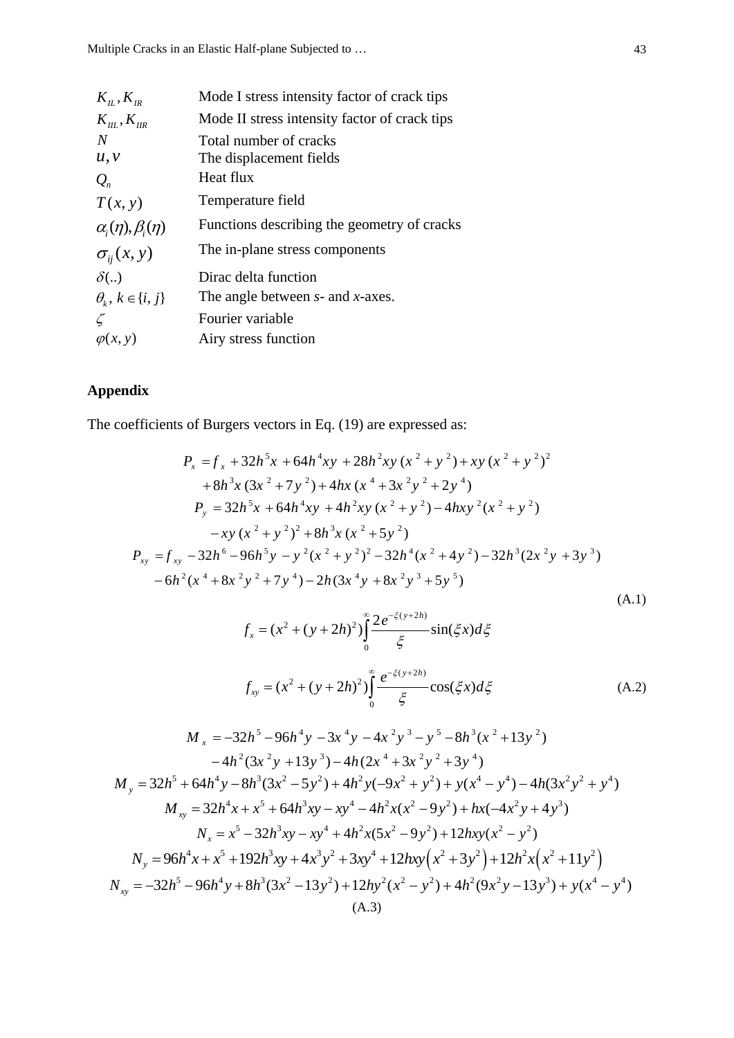| | |
|---|---|
| $K_{IL}, K_{IR}$ | Mode I stress intensity factor of crack tips |
| $K_{IIL}, K_{IIR}$ | Mode II stress intensity factor of crack tips |
| $N$ | Total number of cracks |
| $u, v$ | The displacement fields |
| $Q_n$ | Heat flux |
| $T(x, y)$ | Temperature field |
| $\alpha_i(\eta), \beta_i(\eta)$ | Functions describing the geometry of cracks |
| $\sigma_{ij}(x, y)$ | The in-plane stress components |
| $\delta(..)$ | Dirac delta function |
| $\theta_k,\ k \in \{i, j\}$ | The angle between *s*- and *x*-axes. |
| $\zeta$ | Fourier variable |
| $\varphi(x, y)$ | Airy stress function |

## Appendix

The coefficients of Burgers vectors in Eq. (19) are expressed as:

$$
\begin{aligned}
P_x &= f_x + 32h^5x + 64h^4xy + 28h^2xy(x^2+y^2) + xy(x^2+y^2)^2 \\
&\quad + 8h^3x(3x^2+7y^2) + 4hx(x^4+3x^2y^2+2y^4) \\
P_y &= 32h^5x + 64h^4xy + 4h^2xy(x^2+y^2) - 4hxy^2(x^2+y^2) \\
&\quad - xy(x^2+y^2)^2 + 8h^3x(x^2+5y^2) \\
P_{xy} &= f_{xy} - 32h^6 - 96h^5y - y^2(x^2+y^2)^2 - 32h^4(x^2+4y^2) - 32h^3(2x^2y+3y^3) \\
&\quad - 6h^2(x^4+8x^2y^2+7y^4) - 2h(3x^4y+8x^2y^3+5y^5)
\end{aligned}
\tag{A.1}
$$

$$
f_x = (x^2+(y+2h)^2)\int_0^\infty \frac{2e^{-\xi(y+2h)}}{\xi}\sin(\xi x)d\xi
$$

$$
f_{xy} = (x^2+(y+2h)^2)\int_0^\infty \frac{e^{-\xi(y+2h)}}{\xi}\cos(\xi x)d\xi
\tag{A.2}
$$

$$
\begin{aligned}
M_x &= -32h^5 - 96h^4y - 3x^4y - 4x^2y^3 - y^5 - 8h^3(x^2+13y^2) \\
&\quad - 4h^2(3x^2y+13y^3) - 4h(2x^4+3x^2y^2+3y^4) \\
M_y &= 32h^5 + 64h^4y - 8h^3(3x^2-5y^2) + 4h^2y(-9x^2+y^2) + y(x^4-y^4) - 4h(3x^2y^2+y^4) \\
M_{xy} &= 32h^4x + x^5 + 64h^3xy - xy^4 - 4h^2x(x^2-9y^2) + hx(-4x^2y+4y^3) \\
N_x &= x^5 - 32h^3xy - xy^4 + 4h^2x(5x^2-9y^2) + 12hxy(x^2-y^2) \\
N_y &= 96h^4x + x^5 + 192h^3xy + 4x^3y^2 + 3xy^4 + 12hxy\left(x^2+3y^2\right) + 12h^2x\left(x^2+11y^2\right) \\
N_{xy} &= -32h^5 - 96h^4y + 8h^3(3x^2-13y^2) + 12hy^2(x^2-y^2) + 4h^2(9x^2y-13y^3) + y(x^4-y^4)
\end{aligned}
\tag{A.3}
$$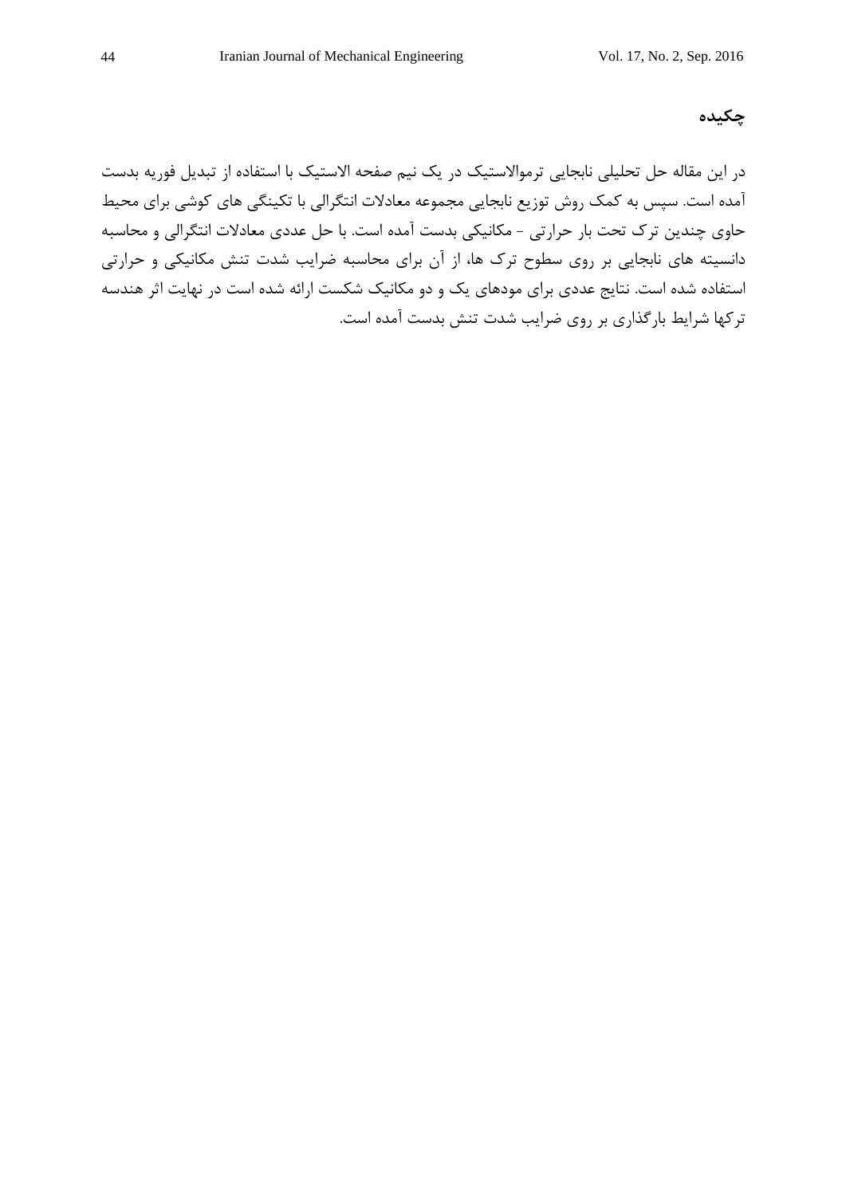## چکیده

در این مقاله حل تحلیلی نابجایی ترموالاستیک در یک نیم صفحه الاستیک با استفاده از تبدیل فوریه بدست آمده است. سپس به کمک روش توزیع نابجایی مجموعه معادلات انتگرالی با تکینگی های کوشی برای محیط حاوی چندین ترک تحت بار حرارتی - مکانیکی بدست آمده است. با حل عددی معادلات انتگرالی و محاسبه دانسیته های نابجایی بر روی سطوح ترک ها، از آن برای محاسبه ضرایب شدت تنش مکانیکی و حرارتی استفاده شده است. نتایج عددی برای مودهای یک و دو مکانیک شکست ارائه شده است در نهایت اثر هندسه ترکها شرایط بارگذاری بر روی ضرایب شدت تنش بدست آمده است.